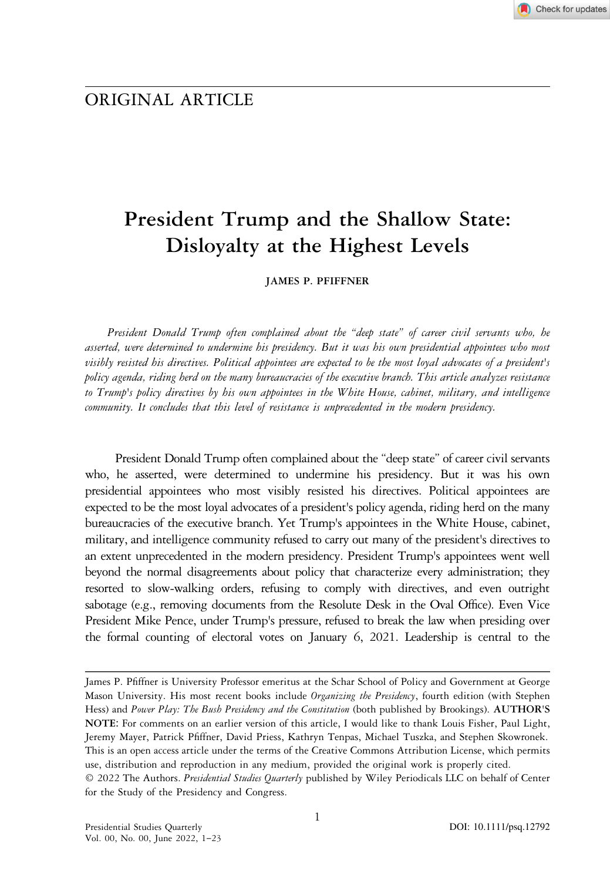ORIGINAL ARTICLE

# President Trump and the Shallow State: Disloyalty at the Highest Levels

JAMES P. PFIFFNER

*President Donald Trump often complained about the "deep state" of career civil servants who, he asserted, were determined to undermine his presidency. But it was his own presidential appointees who most visibly resisted his directives. Political appointees are expected to be the most loyal advocates of a president's policy agenda, riding herd on the many bureaucracies of the executive branch. This article analyzes resistance to Trump's policy directives by his own appointees in the White House, cabinet, military, and intelligence community. It concludes that this level of resistance is unprecedented in the modern presidency.*

President Donald Trump often complained about the "deep state" of career civil servants who, he asserted, were determined to undermine his presidency. But it was his own presidential appointees who most visibly resisted his directives. Political appointees are expected to be the most loyal advocates of a president's policy agenda, riding herd on the many bureaucracies of the executive branch. Yet Trump's appointees in the White House, cabinet, military, and intelligence community refused to carry out many of the president's directives to an extent unprecedented in the modern presidency. President Trump's appointees went well beyond the normal disagreements about policy that characterize every administration; they resorted to slow-walking orders, refusing to comply with directives, and even outright sabotage (e.g., removing documents from the Resolute Desk in the Oval Office). Even Vice President Mike Pence, under Trump's pressure, refused to break the law when presiding over the formal counting of electoral votes on January 6, 2021. Leadership is central to the

---

James P. Pfiffner is University Professor emeritus at the Schar School of Policy and Government at George Mason University. His most recent books include *Organizing the Presidency*, fourth edition (with Stephen Hess) and *Power Play: The Bush Presidency and the Constitution* (both published by Brookings). **AUTHOR'S NOTE:** For comments on an earlier version of this article, I would like to thank Louis Fisher, Paul Light, Jeremy Mayer, Patrick Pfiffner, David Priess, Kathryn Tenpas, Michael Tuszka, and Stephen Skowronek. This is an open access article under the terms of the Creative Commons Attribution License, which permits use, distribution and reproduction in any medium, provided the original work is properly cited.
© 2022 The Authors. *Presidential Studies Quarterly* published by Wiley Periodicals LLC on behalf of Center for the Study of the Presidency and Congress.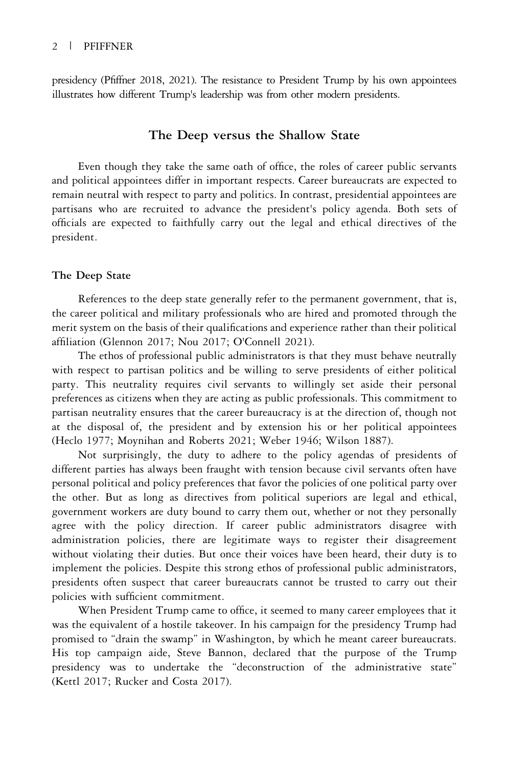presidency (Pfiffner 2018, 2021). The resistance to President Trump by his own appointees illustrates how different Trump's leadership was from other modern presidents.

## The Deep versus the Shallow State

Even though they take the same oath of office, the roles of career public servants and political appointees differ in important respects. Career bureaucrats are expected to remain neutral with respect to party and politics. In contrast, presidential appointees are partisans who are recruited to advance the president's policy agenda. Both sets of officials are expected to faithfully carry out the legal and ethical directives of the president.

### The Deep State

References to the deep state generally refer to the permanent government, that is, the career political and military professionals who are hired and promoted through the merit system on the basis of their qualifications and experience rather than their political affiliation (Glennon 2017; Nou 2017; O'Connell 2021).

The ethos of professional public administrators is that they must behave neutrally with respect to partisan politics and be willing to serve presidents of either political party. This neutrality requires civil servants to willingly set aside their personal preferences as citizens when they are acting as public professionals. This commitment to partisan neutrality ensures that the career bureaucracy is at the direction of, though not at the disposal of, the president and by extension his or her political appointees (Heclo 1977; Moynihan and Roberts 2021; Weber 1946; Wilson 1887).

Not surprisingly, the duty to adhere to the policy agendas of presidents of different parties has always been fraught with tension because civil servants often have personal political and policy preferences that favor the policies of one political party over the other. But as long as directives from political superiors are legal and ethical, government workers are duty bound to carry them out, whether or not they personally agree with the policy direction. If career public administrators disagree with administration policies, there are legitimate ways to register their disagreement without violating their duties. But once their voices have been heard, their duty is to implement the policies. Despite this strong ethos of professional public administrators, presidents often suspect that career bureaucrats cannot be trusted to carry out their policies with sufficient commitment.

When President Trump came to office, it seemed to many career employees that it was the equivalent of a hostile takeover. In his campaign for the presidency Trump had promised to "drain the swamp" in Washington, by which he meant career bureaucrats. His top campaign aide, Steve Bannon, declared that the purpose of the Trump presidency was to undertake the "deconstruction of the administrative state" (Kettl 2017; Rucker and Costa 2017).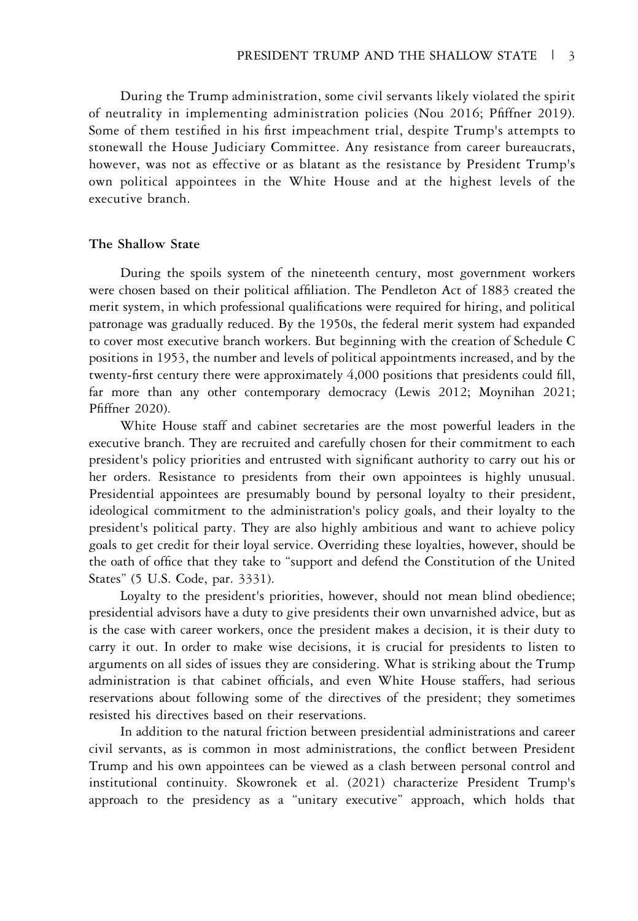During the Trump administration, some civil servants likely violated the spirit of neutrality in implementing administration policies (Nou 2016; Pfiffner 2019). Some of them testified in his first impeachment trial, despite Trump's attempts to stonewall the House Judiciary Committee. Any resistance from career bureaucrats, however, was not as effective or as blatant as the resistance by President Trump's own political appointees in the White House and at the highest levels of the executive branch.

**The Shallow State**

During the spoils system of the nineteenth century, most government workers were chosen based on their political affiliation. The Pendleton Act of 1883 created the merit system, in which professional qualifications were required for hiring, and political patronage was gradually reduced. By the 1950s, the federal merit system had expanded to cover most executive branch workers. But beginning with the creation of Schedule C positions in 1953, the number and levels of political appointments increased, and by the twenty-first century there were approximately 4,000 positions that presidents could fill, far more than any other contemporary democracy (Lewis 2012; Moynihan 2021; Pfiffner 2020).

White House staff and cabinet secretaries are the most powerful leaders in the executive branch. They are recruited and carefully chosen for their commitment to each president's policy priorities and entrusted with significant authority to carry out his or her orders. Resistance to presidents from their own appointees is highly unusual. Presidential appointees are presumably bound by personal loyalty to their president, ideological commitment to the administration's policy goals, and their loyalty to the president's political party. They are also highly ambitious and want to achieve policy goals to get credit for their loyal service. Overriding these loyalties, however, should be the oath of office that they take to "support and defend the Constitution of the United States" (5 U.S. Code, par. 3331).

Loyalty to the president's priorities, however, should not mean blind obedience; presidential advisors have a duty to give presidents their own unvarnished advice, but as is the case with career workers, once the president makes a decision, it is their duty to carry it out. In order to make wise decisions, it is crucial for presidents to listen to arguments on all sides of issues they are considering. What is striking about the Trump administration is that cabinet officials, and even White House staffers, had serious reservations about following some of the directives of the president; they sometimes resisted his directives based on their reservations.

In addition to the natural friction between presidential administrations and career civil servants, as is common in most administrations, the conflict between President Trump and his own appointees can be viewed as a clash between personal control and institutional continuity. Skowronek et al. (2021) characterize President Trump's approach to the presidency as a "unitary executive" approach, which holds that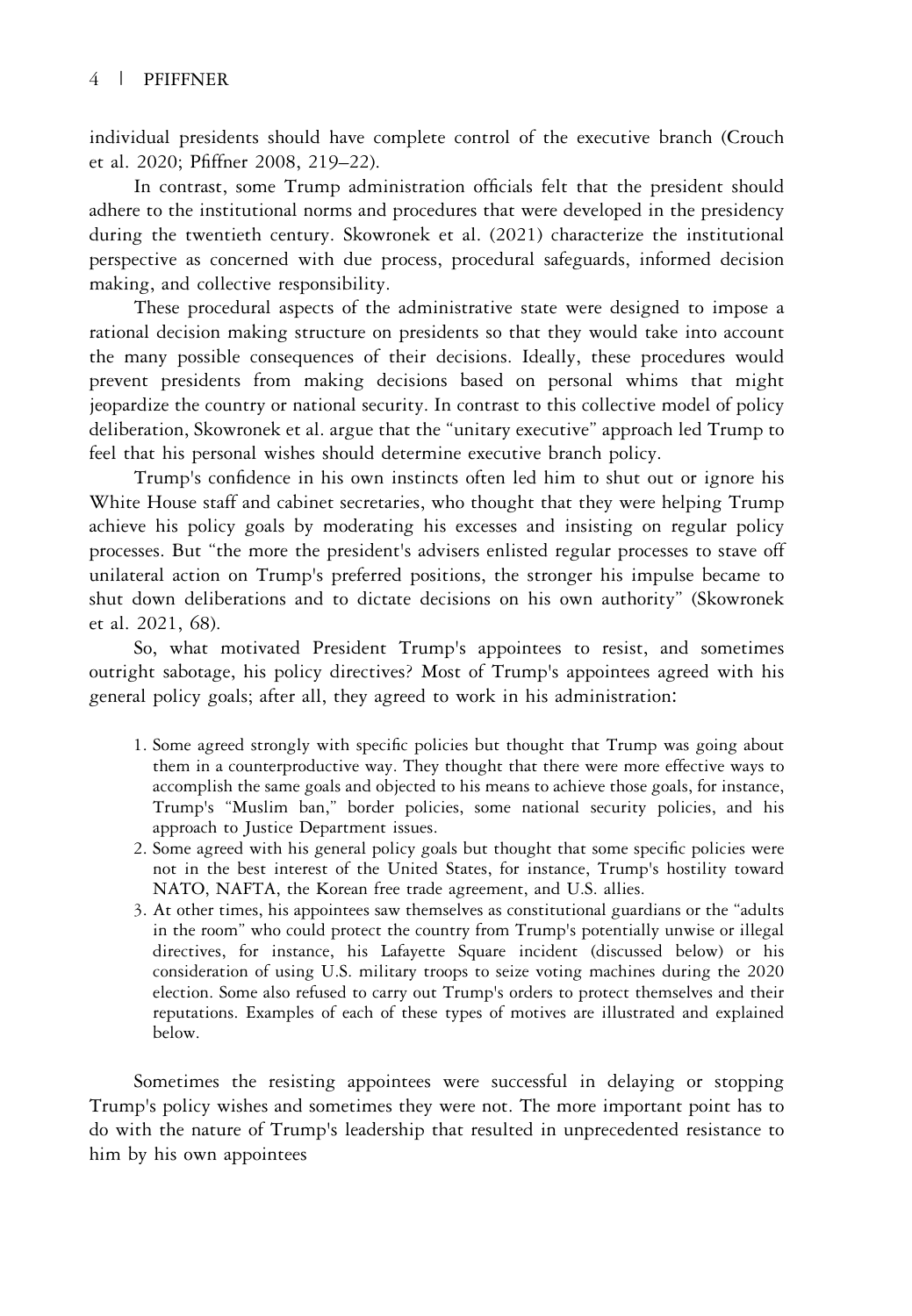individual presidents should have complete control of the executive branch (Crouch et al. 2020; Pfiffner 2008, 219–22).

In contrast, some Trump administration officials felt that the president should adhere to the institutional norms and procedures that were developed in the presidency during the twentieth century. Skowronek et al. (2021) characterize the institutional perspective as concerned with due process, procedural safeguards, informed decision making, and collective responsibility.

These procedural aspects of the administrative state were designed to impose a rational decision making structure on presidents so that they would take into account the many possible consequences of their decisions. Ideally, these procedures would prevent presidents from making decisions based on personal whims that might jeopardize the country or national security. In contrast to this collective model of policy deliberation, Skowronek et al. argue that the "unitary executive" approach led Trump to feel that his personal wishes should determine executive branch policy.

Trump's confidence in his own instincts often led him to shut out or ignore his White House staff and cabinet secretaries, who thought that they were helping Trump achieve his policy goals by moderating his excesses and insisting on regular policy processes. But "the more the president's advisers enlisted regular processes to stave off unilateral action on Trump's preferred positions, the stronger his impulse became to shut down deliberations and to dictate decisions on his own authority" (Skowronek et al. 2021, 68).

So, what motivated President Trump's appointees to resist, and sometimes outright sabotage, his policy directives? Most of Trump's appointees agreed with his general policy goals; after all, they agreed to work in his administration:

1. Some agreed strongly with specific policies but thought that Trump was going about them in a counterproductive way. They thought that there were more effective ways to accomplish the same goals and objected to his means to achieve those goals, for instance, Trump's "Muslim ban," border policies, some national security policies, and his approach to Justice Department issues.
2. Some agreed with his general policy goals but thought that some specific policies were not in the best interest of the United States, for instance, Trump's hostility toward NATO, NAFTA, the Korean free trade agreement, and U.S. allies.
3. At other times, his appointees saw themselves as constitutional guardians or the "adults in the room" who could protect the country from Trump's potentially unwise or illegal directives, for instance, his Lafayette Square incident (discussed below) or his consideration of using U.S. military troops to seize voting machines during the 2020 election. Some also refused to carry out Trump's orders to protect themselves and their reputations. Examples of each of these types of motives are illustrated and explained below.

Sometimes the resisting appointees were successful in delaying or stopping Trump's policy wishes and sometimes they were not. The more important point has to do with the nature of Trump's leadership that resulted in unprecedented resistance to him by his own appointees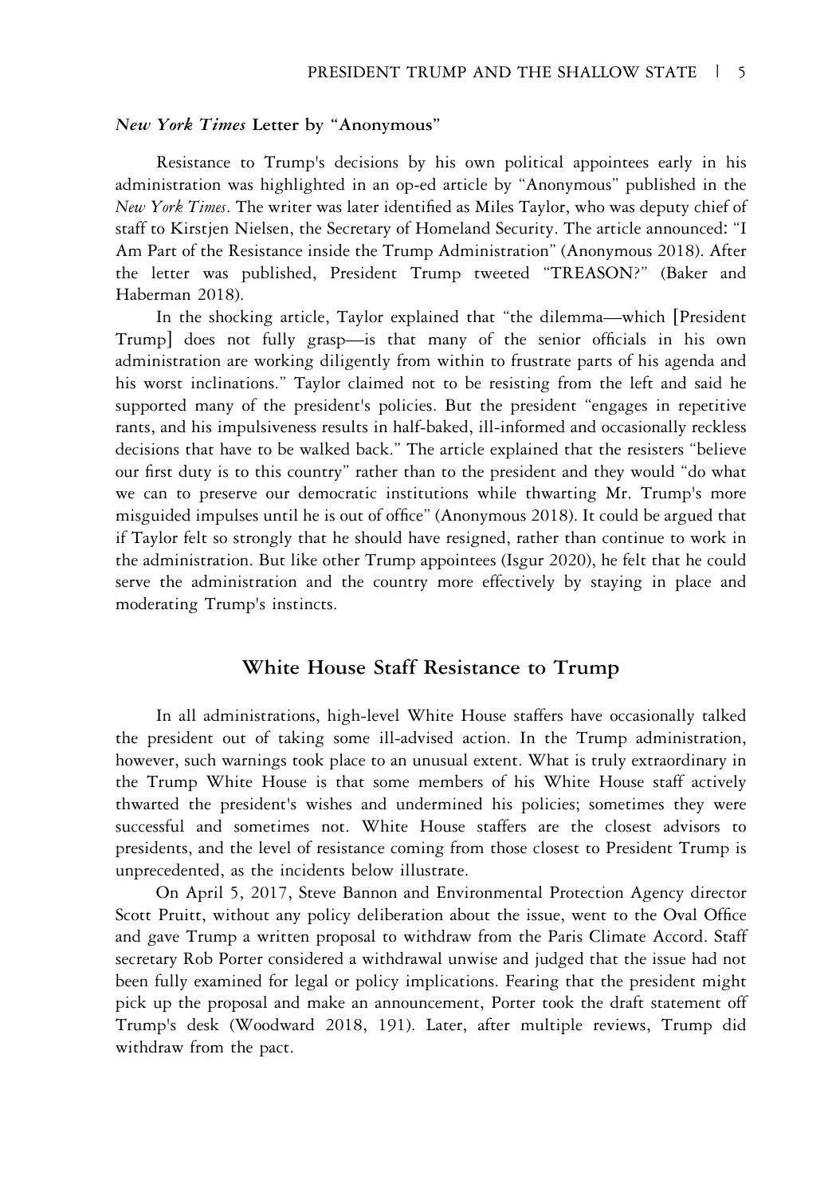### *New York Times* Letter by "Anonymous"

Resistance to Trump's decisions by his own political appointees early in his administration was highlighted in an op-ed article by "Anonymous" published in the *New York Times*. The writer was later identified as Miles Taylor, who was deputy chief of staff to Kirstjen Nielsen, the Secretary of Homeland Security. The article announced: "I Am Part of the Resistance inside the Trump Administration" (Anonymous 2018). After the letter was published, President Trump tweeted "TREASON?" (Baker and Haberman 2018).

In the shocking article, Taylor explained that "the dilemma—which [President Trump] does not fully grasp—is that many of the senior officials in his own administration are working diligently from within to frustrate parts of his agenda and his worst inclinations." Taylor claimed not to be resisting from the left and said he supported many of the president's policies. But the president "engages in repetitive rants, and his impulsiveness results in half-baked, ill-informed and occasionally reckless decisions that have to be walked back." The article explained that the resisters "believe our first duty is to this country" rather than to the president and they would "do what we can to preserve our democratic institutions while thwarting Mr. Trump's more misguided impulses until he is out of office" (Anonymous 2018). It could be argued that if Taylor felt so strongly that he should have resigned, rather than continue to work in the administration. But like other Trump appointees (Isgur 2020), he felt that he could serve the administration and the country more effectively by staying in place and moderating Trump's instincts.

## White House Staff Resistance to Trump

In all administrations, high-level White House staffers have occasionally talked the president out of taking some ill-advised action. In the Trump administration, however, such warnings took place to an unusual extent. What is truly extraordinary in the Trump White House is that some members of his White House staff actively thwarted the president's wishes and undermined his policies; sometimes they were successful and sometimes not. White House staffers are the closest advisors to presidents, and the level of resistance coming from those closest to President Trump is unprecedented, as the incidents below illustrate.

On April 5, 2017, Steve Bannon and Environmental Protection Agency director Scott Pruitt, without any policy deliberation about the issue, went to the Oval Office and gave Trump a written proposal to withdraw from the Paris Climate Accord. Staff secretary Rob Porter considered a withdrawal unwise and judged that the issue had not been fully examined for legal or policy implications. Fearing that the president might pick up the proposal and make an announcement, Porter took the draft statement off Trump's desk (Woodward 2018, 191). Later, after multiple reviews, Trump did withdraw from the pact.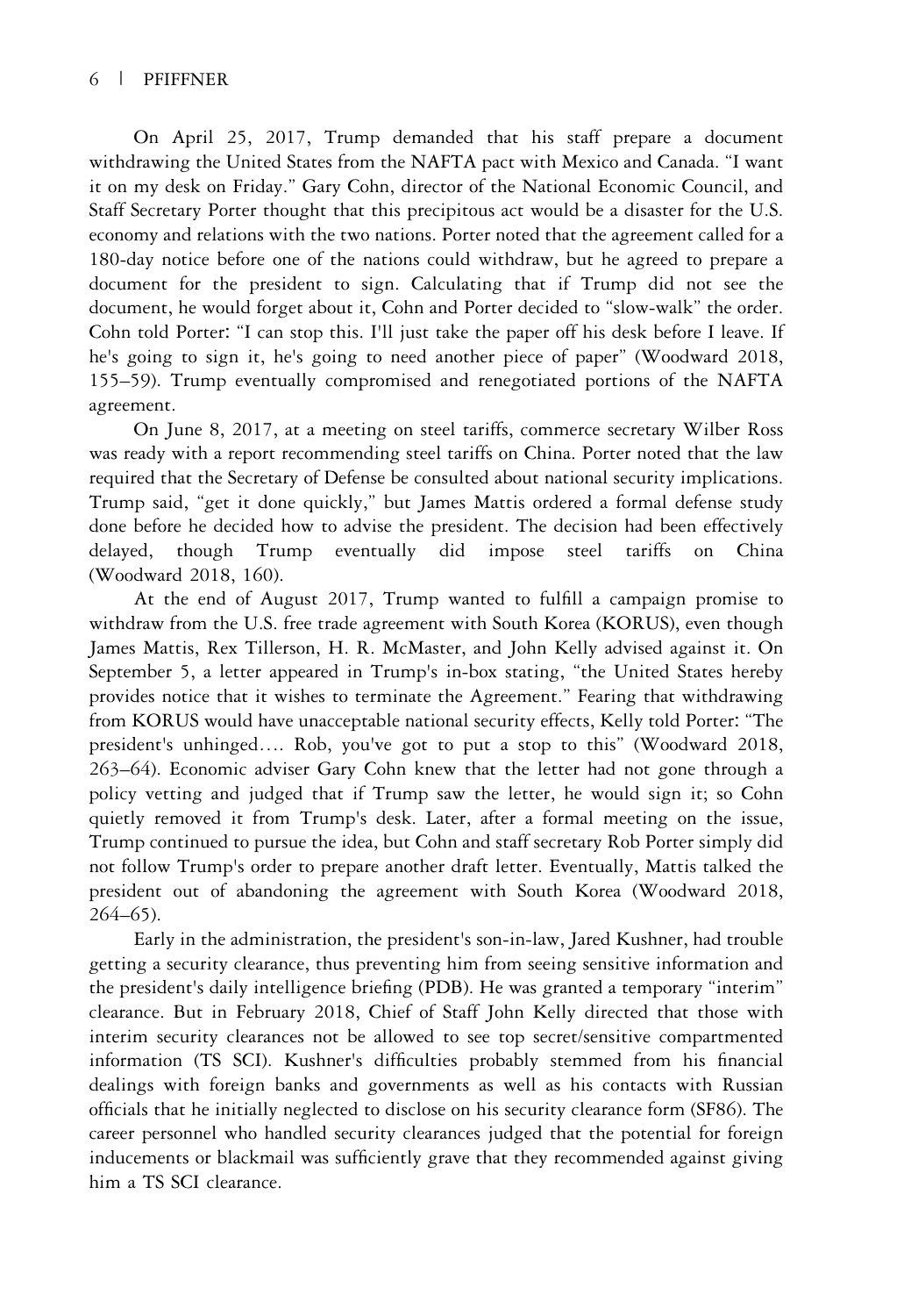On April 25, 2017, Trump demanded that his staff prepare a document withdrawing the United States from the NAFTA pact with Mexico and Canada. "I want it on my desk on Friday." Gary Cohn, director of the National Economic Council, and Staff Secretary Porter thought that this precipitous act would be a disaster for the U.S. economy and relations with the two nations. Porter noted that the agreement called for a 180-day notice before one of the nations could withdraw, but he agreed to prepare a document for the president to sign. Calculating that if Trump did not see the document, he would forget about it, Cohn and Porter decided to "slow-walk" the order. Cohn told Porter: "I can stop this. I'll just take the paper off his desk before I leave. If he's going to sign it, he's going to need another piece of paper" (Woodward 2018, 155–59). Trump eventually compromised and renegotiated portions of the NAFTA agreement.

On June 8, 2017, at a meeting on steel tariffs, commerce secretary Wilber Ross was ready with a report recommending steel tariffs on China. Porter noted that the law required that the Secretary of Defense be consulted about national security implications. Trump said, "get it done quickly," but James Mattis ordered a formal defense study done before he decided how to advise the president. The decision had been effectively delayed, though Trump eventually did impose steel tariffs on China (Woodward 2018, 160).

At the end of August 2017, Trump wanted to fulfill a campaign promise to withdraw from the U.S. free trade agreement with South Korea (KORUS), even though James Mattis, Rex Tillerson, H. R. McMaster, and John Kelly advised against it. On September 5, a letter appeared in Trump's in-box stating, "the United States hereby provides notice that it wishes to terminate the Agreement." Fearing that withdrawing from KORUS would have unacceptable national security effects, Kelly told Porter: "The president's unhinged…. Rob, you've got to put a stop to this" (Woodward 2018, 263–64). Economic adviser Gary Cohn knew that the letter had not gone through a policy vetting and judged that if Trump saw the letter, he would sign it; so Cohn quietly removed it from Trump's desk. Later, after a formal meeting on the issue, Trump continued to pursue the idea, but Cohn and staff secretary Rob Porter simply did not follow Trump's order to prepare another draft letter. Eventually, Mattis talked the president out of abandoning the agreement with South Korea (Woodward 2018, 264–65).

Early in the administration, the president's son-in-law, Jared Kushner, had trouble getting a security clearance, thus preventing him from seeing sensitive information and the president's daily intelligence briefing (PDB). He was granted a temporary "interim" clearance. But in February 2018, Chief of Staff John Kelly directed that those with interim security clearances not be allowed to see top secret/sensitive compartmented information (TS SCI). Kushner's difficulties probably stemmed from his financial dealings with foreign banks and governments as well as his contacts with Russian officials that he initially neglected to disclose on his security clearance form (SF86). The career personnel who handled security clearances judged that the potential for foreign inducements or blackmail was sufficiently grave that they recommended against giving him a TS SCI clearance.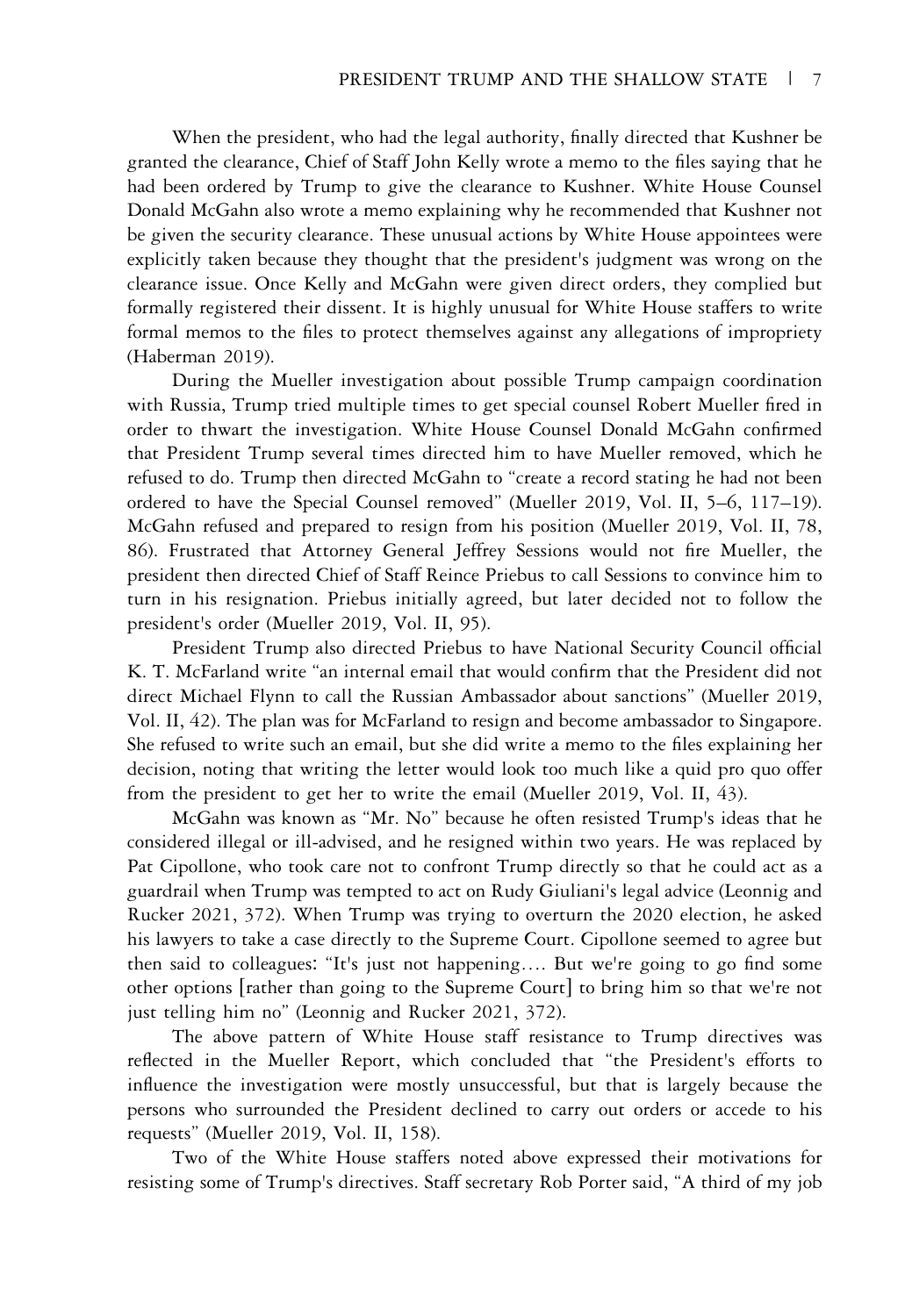When the president, who had the legal authority, finally directed that Kushner be granted the clearance, Chief of Staff John Kelly wrote a memo to the files saying that he had been ordered by Trump to give the clearance to Kushner. White House Counsel Donald McGahn also wrote a memo explaining why he recommended that Kushner not be given the security clearance. These unusual actions by White House appointees were explicitly taken because they thought that the president's judgment was wrong on the clearance issue. Once Kelly and McGahn were given direct orders, they complied but formally registered their dissent. It is highly unusual for White House staffers to write formal memos to the files to protect themselves against any allegations of impropriety (Haberman 2019).

During the Mueller investigation about possible Trump campaign coordination with Russia, Trump tried multiple times to get special counsel Robert Mueller fired in order to thwart the investigation. White House Counsel Donald McGahn confirmed that President Trump several times directed him to have Mueller removed, which he refused to do. Trump then directed McGahn to "create a record stating he had not been ordered to have the Special Counsel removed" (Mueller 2019, Vol. II, 5–6, 117–19). McGahn refused and prepared to resign from his position (Mueller 2019, Vol. II, 78, 86). Frustrated that Attorney General Jeffrey Sessions would not fire Mueller, the president then directed Chief of Staff Reince Priebus to call Sessions to convince him to turn in his resignation. Priebus initially agreed, but later decided not to follow the president's order (Mueller 2019, Vol. II, 95).

President Trump also directed Priebus to have National Security Council official K. T. McFarland write "an internal email that would confirm that the President did not direct Michael Flynn to call the Russian Ambassador about sanctions" (Mueller 2019, Vol. II, 42). The plan was for McFarland to resign and become ambassador to Singapore. She refused to write such an email, but she did write a memo to the files explaining her decision, noting that writing the letter would look too much like a quid pro quo offer from the president to get her to write the email (Mueller 2019, Vol. II, 43).

McGahn was known as "Mr. No" because he often resisted Trump's ideas that he considered illegal or ill-advised, and he resigned within two years. He was replaced by Pat Cipollone, who took care not to confront Trump directly so that he could act as a guardrail when Trump was tempted to act on Rudy Giuliani's legal advice (Leonnig and Rucker 2021, 372). When Trump was trying to overturn the 2020 election, he asked his lawyers to take a case directly to the Supreme Court. Cipollone seemed to agree but then said to colleagues: "It's just not happening…. But we're going to go find some other options [rather than going to the Supreme Court] to bring him so that we're not just telling him no" (Leonnig and Rucker 2021, 372).

The above pattern of White House staff resistance to Trump directives was reflected in the Mueller Report, which concluded that "the President's efforts to influence the investigation were mostly unsuccessful, but that is largely because the persons who surrounded the President declined to carry out orders or accede to his requests" (Mueller 2019, Vol. II, 158).

Two of the White House staffers noted above expressed their motivations for resisting some of Trump's directives. Staff secretary Rob Porter said, "A third of my job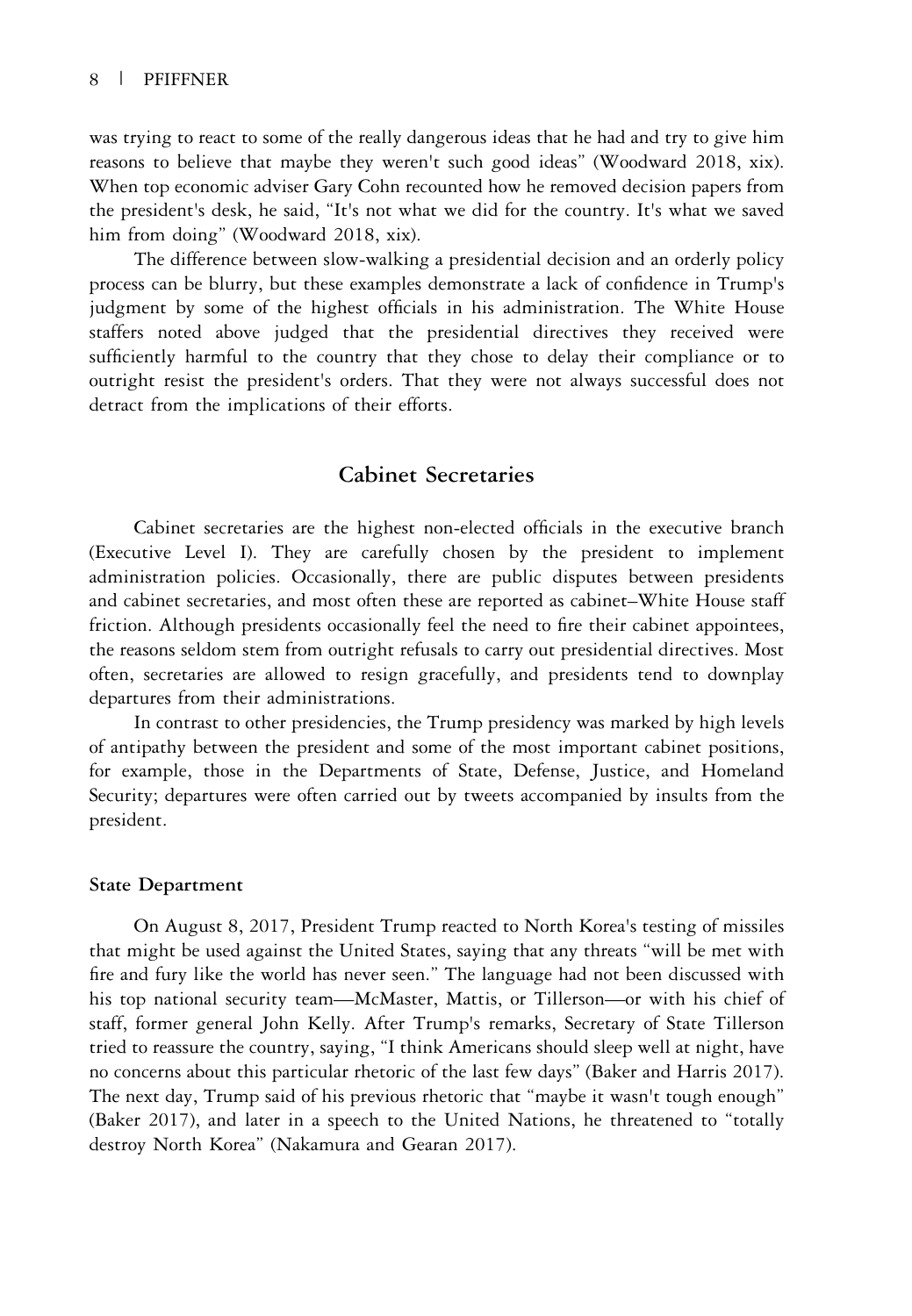was trying to react to some of the really dangerous ideas that he had and try to give him reasons to believe that maybe they weren't such good ideas" (Woodward 2018, xix). When top economic adviser Gary Cohn recounted how he removed decision papers from the president's desk, he said, "It's not what we did for the country. It's what we saved him from doing" (Woodward 2018, xix).

The difference between slow-walking a presidential decision and an orderly policy process can be blurry, but these examples demonstrate a lack of confidence in Trump's judgment by some of the highest officials in his administration. The White House staffers noted above judged that the presidential directives they received were sufficiently harmful to the country that they chose to delay their compliance or to outright resist the president's orders. That they were not always successful does not detract from the implications of their efforts.

## Cabinet Secretaries

Cabinet secretaries are the highest non-elected officials in the executive branch (Executive Level I). They are carefully chosen by the president to implement administration policies. Occasionally, there are public disputes between presidents and cabinet secretaries, and most often these are reported as cabinet–White House staff friction. Although presidents occasionally feel the need to fire their cabinet appointees, the reasons seldom stem from outright refusals to carry out presidential directives. Most often, secretaries are allowed to resign gracefully, and presidents tend to downplay departures from their administrations.

In contrast to other presidencies, the Trump presidency was marked by high levels of antipathy between the president and some of the most important cabinet positions, for example, those in the Departments of State, Defense, Justice, and Homeland Security; departures were often carried out by tweets accompanied by insults from the president.

### State Department

On August 8, 2017, President Trump reacted to North Korea's testing of missiles that might be used against the United States, saying that any threats "will be met with fire and fury like the world has never seen." The language had not been discussed with his top national security team—McMaster, Mattis, or Tillerson—or with his chief of staff, former general John Kelly. After Trump's remarks, Secretary of State Tillerson tried to reassure the country, saying, "I think Americans should sleep well at night, have no concerns about this particular rhetoric of the last few days" (Baker and Harris 2017). The next day, Trump said of his previous rhetoric that "maybe it wasn't tough enough" (Baker 2017), and later in a speech to the United Nations, he threatened to "totally destroy North Korea" (Nakamura and Gearan 2017).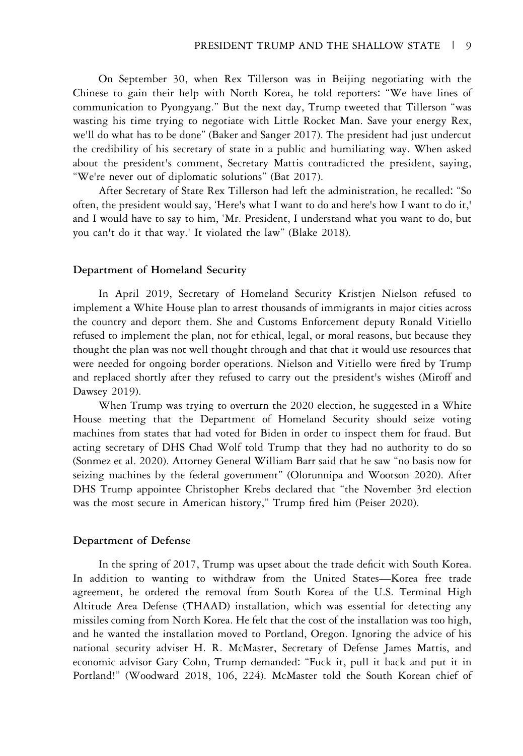On September 30, when Rex Tillerson was in Beijing negotiating with the Chinese to gain their help with North Korea, he told reporters: "We have lines of communication to Pyongyang." But the next day, Trump tweeted that Tillerson "was wasting his time trying to negotiate with Little Rocket Man. Save your energy Rex, we'll do what has to be done" (Baker and Sanger 2017). The president had just undercut the credibility of his secretary of state in a public and humiliating way. When asked about the president's comment, Secretary Mattis contradicted the president, saying, "We're never out of diplomatic solutions" (Bat 2017).

After Secretary of State Rex Tillerson had left the administration, he recalled: "So often, the president would say, 'Here's what I want to do and here's how I want to do it,' and I would have to say to him, 'Mr. President, I understand what you want to do, but you can't do it that way.' It violated the law" (Blake 2018).

### Department of Homeland Security

In April 2019, Secretary of Homeland Security Kristjen Nielson refused to implement a White House plan to arrest thousands of immigrants in major cities across the country and deport them. She and Customs Enforcement deputy Ronald Vitiello refused to implement the plan, not for ethical, legal, or moral reasons, but because they thought the plan was not well thought through and that that it would use resources that were needed for ongoing border operations. Nielson and Vitiello were fired by Trump and replaced shortly after they refused to carry out the president's wishes (Miroff and Dawsey 2019).

When Trump was trying to overturn the 2020 election, he suggested in a White House meeting that the Department of Homeland Security should seize voting machines from states that had voted for Biden in order to inspect them for fraud. But acting secretary of DHS Chad Wolf told Trump that they had no authority to do so (Sonmez et al. 2020). Attorney General William Barr said that he saw "no basis now for seizing machines by the federal government" (Olorunnipa and Wootson 2020). After DHS Trump appointee Christopher Krebs declared that "the November 3rd election was the most secure in American history," Trump fired him (Peiser 2020).

### Department of Defense

In the spring of 2017, Trump was upset about the trade deficit with South Korea. In addition to wanting to withdraw from the United States—Korea free trade agreement, he ordered the removal from South Korea of the U.S. Terminal High Altitude Area Defense (THAAD) installation, which was essential for detecting any missiles coming from North Korea. He felt that the cost of the installation was too high, and he wanted the installation moved to Portland, Oregon. Ignoring the advice of his national security adviser H. R. McMaster, Secretary of Defense James Mattis, and economic advisor Gary Cohn, Trump demanded: "Fuck it, pull it back and put it in Portland!" (Woodward 2018, 106, 224). McMaster told the South Korean chief of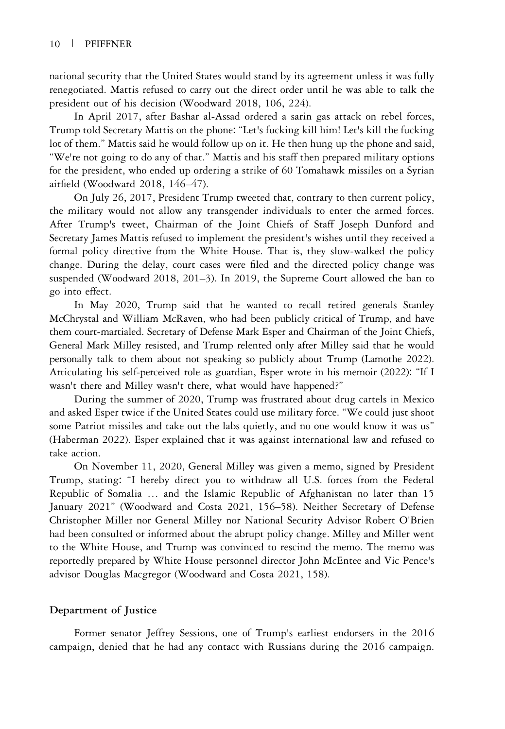national security that the United States would stand by its agreement unless it was fully renegotiated. Mattis refused to carry out the direct order until he was able to talk the president out of his decision (Woodward 2018, 106, 224).

In April 2017, after Bashar al-Assad ordered a sarin gas attack on rebel forces, Trump told Secretary Mattis on the phone: "Let's fucking kill him! Let's kill the fucking lot of them." Mattis said he would follow up on it. He then hung up the phone and said, "We're not going to do any of that." Mattis and his staff then prepared military options for the president, who ended up ordering a strike of 60 Tomahawk missiles on a Syrian airfield (Woodward 2018, 146–47).

On July 26, 2017, President Trump tweeted that, contrary to then current policy, the military would not allow any transgender individuals to enter the armed forces. After Trump's tweet, Chairman of the Joint Chiefs of Staff Joseph Dunford and Secretary James Mattis refused to implement the president's wishes until they received a formal policy directive from the White House. That is, they slow-walked the policy change. During the delay, court cases were filed and the directed policy change was suspended (Woodward 2018, 201–3). In 2019, the Supreme Court allowed the ban to go into effect.

In May 2020, Trump said that he wanted to recall retired generals Stanley McChrystal and William McRaven, who had been publicly critical of Trump, and have them court-martialed. Secretary of Defense Mark Esper and Chairman of the Joint Chiefs, General Mark Milley resisted, and Trump relented only after Milley said that he would personally talk to them about not speaking so publicly about Trump (Lamothe 2022). Articulating his self-perceived role as guardian, Esper wrote in his memoir (2022): "If I wasn't there and Milley wasn't there, what would have happened?"

During the summer of 2020, Trump was frustrated about drug cartels in Mexico and asked Esper twice if the United States could use military force. "We could just shoot some Patriot missiles and take out the labs quietly, and no one would know it was us" (Haberman 2022). Esper explained that it was against international law and refused to take action.

On November 11, 2020, General Milley was given a memo, signed by President Trump, stating: "I hereby direct you to withdraw all U.S. forces from the Federal Republic of Somalia … and the Islamic Republic of Afghanistan no later than 15 January 2021" (Woodward and Costa 2021, 156–58). Neither Secretary of Defense Christopher Miller nor General Milley nor National Security Advisor Robert O'Brien had been consulted or informed about the abrupt policy change. Milley and Miller went to the White House, and Trump was convinced to rescind the memo. The memo was reportedly prepared by White House personnel director John McEntee and Vic Pence's advisor Douglas Macgregor (Woodward and Costa 2021, 158).

### Department of Justice

Former senator Jeffrey Sessions, one of Trump's earliest endorsers in the 2016 campaign, denied that he had any contact with Russians during the 2016 campaign.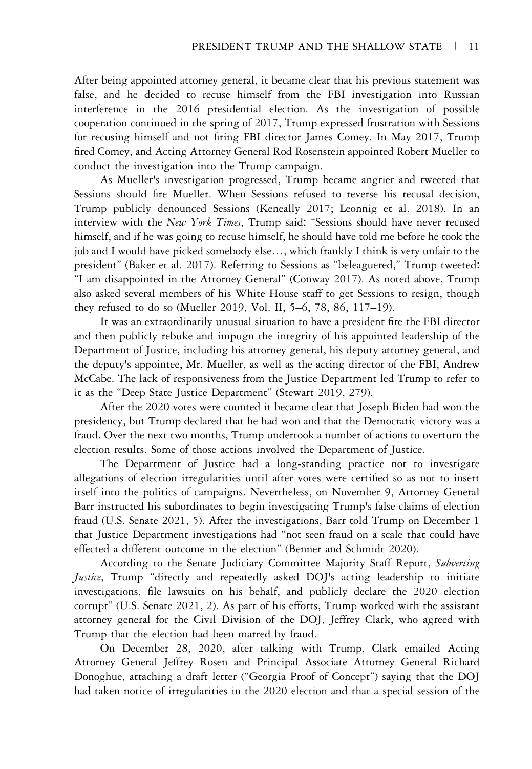After being appointed attorney general, it became clear that his previous statement was false, and he decided to recuse himself from the FBI investigation into Russian interference in the 2016 presidential election. As the investigation of possible cooperation continued in the spring of 2017, Trump expressed frustration with Sessions for recusing himself and not firing FBI director James Comey. In May 2017, Trump fired Comey, and Acting Attorney General Rod Rosenstein appointed Robert Mueller to conduct the investigation into the Trump campaign.

As Mueller's investigation progressed, Trump became angrier and tweeted that Sessions should fire Mueller. When Sessions refused to reverse his recusal decision, Trump publicly denounced Sessions (Keneally 2017; Leonnig et al. 2018). In an interview with the *New York Times*, Trump said: "Sessions should have never recused himself, and if he was going to recuse himself, he should have told me before he took the job and I would have picked somebody else…, which frankly I think is very unfair to the president" (Baker et al. 2017). Referring to Sessions as "beleaguered," Trump tweeted: "I am disappointed in the Attorney General" (Conway 2017). As noted above, Trump also asked several members of his White House staff to get Sessions to resign, though they refused to do so (Mueller 2019, Vol. II, 5–6, 78, 86, 117–19).

It was an extraordinarily unusual situation to have a president fire the FBI director and then publicly rebuke and impugn the integrity of his appointed leadership of the Department of Justice, including his attorney general, his deputy attorney general, and the deputy's appointee, Mr. Mueller, as well as the acting director of the FBI, Andrew McCabe. The lack of responsiveness from the Justice Department led Trump to refer to it as the "Deep State Justice Department" (Stewart 2019, 279).

After the 2020 votes were counted it became clear that Joseph Biden had won the presidency, but Trump declared that he had won and that the Democratic victory was a fraud. Over the next two months, Trump undertook a number of actions to overturn the election results. Some of those actions involved the Department of Justice.

The Department of Justice had a long-standing practice not to investigate allegations of election irregularities until after votes were certified so as not to insert itself into the politics of campaigns. Nevertheless, on November 9, Attorney General Barr instructed his subordinates to begin investigating Trump's false claims of election fraud (U.S. Senate 2021, 5). After the investigations, Barr told Trump on December 1 that Justice Department investigations had "not seen fraud on a scale that could have effected a different outcome in the election" (Benner and Schmidt 2020).

According to the Senate Judiciary Committee Majority Staff Report, *Subverting Justice*, Trump "directly and repeatedly asked DOJ's acting leadership to initiate investigations, file lawsuits on his behalf, and publicly declare the 2020 election corrupt" (U.S. Senate 2021, 2). As part of his efforts, Trump worked with the assistant attorney general for the Civil Division of the DOJ, Jeffrey Clark, who agreed with Trump that the election had been marred by fraud.

On December 28, 2020, after talking with Trump, Clark emailed Acting Attorney General Jeffrey Rosen and Principal Associate Attorney General Richard Donoghue, attaching a draft letter ("Georgia Proof of Concept") saying that the DOJ had taken notice of irregularities in the 2020 election and that a special session of the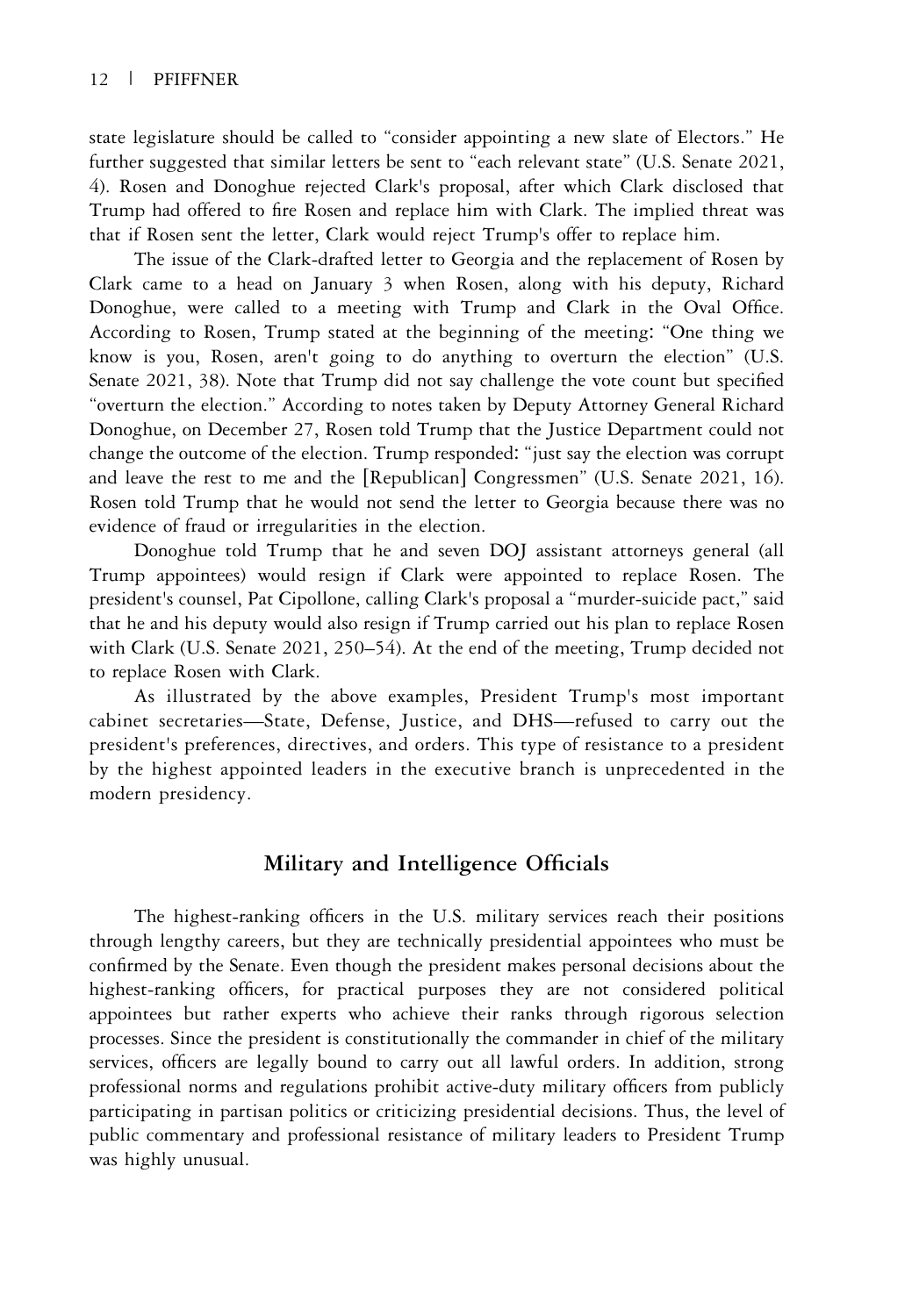state legislature should be called to "consider appointing a new slate of Electors." He further suggested that similar letters be sent to "each relevant state" (U.S. Senate 2021, 4). Rosen and Donoghue rejected Clark's proposal, after which Clark disclosed that Trump had offered to fire Rosen and replace him with Clark. The implied threat was that if Rosen sent the letter, Clark would reject Trump's offer to replace him.

The issue of the Clark-drafted letter to Georgia and the replacement of Rosen by Clark came to a head on January 3 when Rosen, along with his deputy, Richard Donoghue, were called to a meeting with Trump and Clark in the Oval Office. According to Rosen, Trump stated at the beginning of the meeting: "One thing we know is you, Rosen, aren't going to do anything to overturn the election" (U.S. Senate 2021, 38). Note that Trump did not say challenge the vote count but specified "overturn the election." According to notes taken by Deputy Attorney General Richard Donoghue, on December 27, Rosen told Trump that the Justice Department could not change the outcome of the election. Trump responded: "just say the election was corrupt and leave the rest to me and the [Republican] Congressmen" (U.S. Senate 2021, 16). Rosen told Trump that he would not send the letter to Georgia because there was no evidence of fraud or irregularities in the election.

Donoghue told Trump that he and seven DOJ assistant attorneys general (all Trump appointees) would resign if Clark were appointed to replace Rosen. The president's counsel, Pat Cipollone, calling Clark's proposal a "murder-suicide pact," said that he and his deputy would also resign if Trump carried out his plan to replace Rosen with Clark (U.S. Senate 2021, 250–54). At the end of the meeting, Trump decided not to replace Rosen with Clark.

As illustrated by the above examples, President Trump's most important cabinet secretaries—State, Defense, Justice, and DHS—refused to carry out the president's preferences, directives, and orders. This type of resistance to a president by the highest appointed leaders in the executive branch is unprecedented in the modern presidency.

## Military and Intelligence Officials

The highest-ranking officers in the U.S. military services reach their positions through lengthy careers, but they are technically presidential appointees who must be confirmed by the Senate. Even though the president makes personal decisions about the highest-ranking officers, for practical purposes they are not considered political appointees but rather experts who achieve their ranks through rigorous selection processes. Since the president is constitutionally the commander in chief of the military services, officers are legally bound to carry out all lawful orders. In addition, strong professional norms and regulations prohibit active-duty military officers from publicly participating in partisan politics or criticizing presidential decisions. Thus, the level of public commentary and professional resistance of military leaders to President Trump was highly unusual.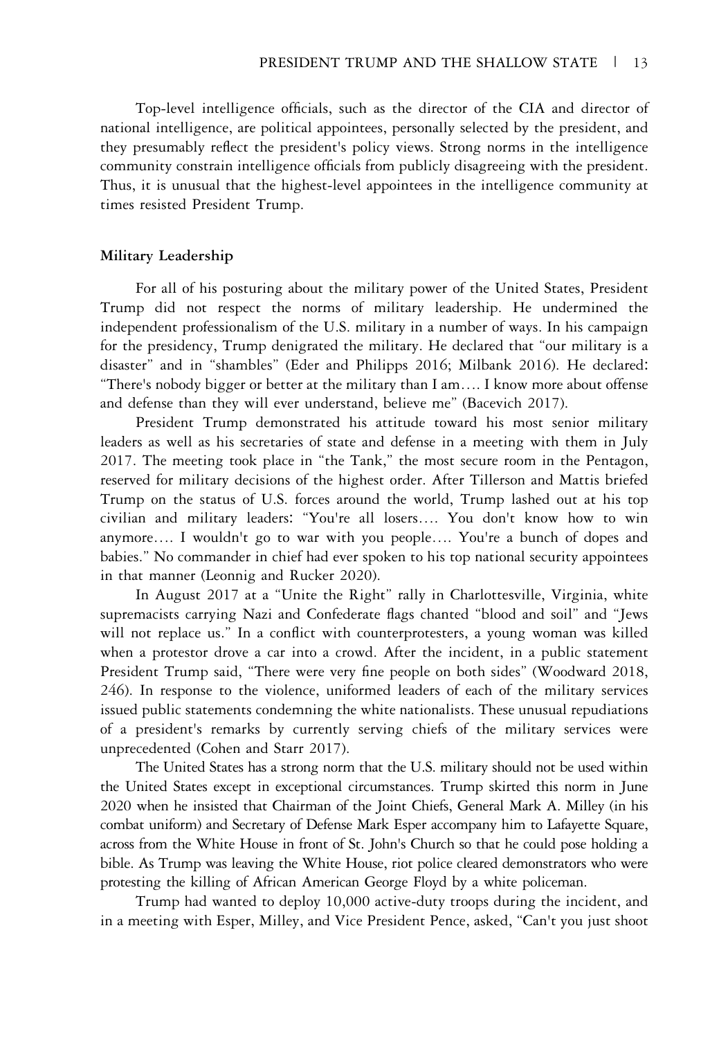Top-level intelligence officials, such as the director of the CIA and director of national intelligence, are political appointees, personally selected by the president, and they presumably reflect the president's policy views. Strong norms in the intelligence community constrain intelligence officials from publicly disagreeing with the president. Thus, it is unusual that the highest-level appointees in the intelligence community at times resisted President Trump.

### Military Leadership

For all of his posturing about the military power of the United States, President Trump did not respect the norms of military leadership. He undermined the independent professionalism of the U.S. military in a number of ways. In his campaign for the presidency, Trump denigrated the military. He declared that "our military is a disaster" and in "shambles" (Eder and Philipps 2016; Milbank 2016). He declared: "There's nobody bigger or better at the military than I am…. I know more about offense and defense than they will ever understand, believe me" (Bacevich 2017).

President Trump demonstrated his attitude toward his most senior military leaders as well as his secretaries of state and defense in a meeting with them in July 2017. The meeting took place in "the Tank," the most secure room in the Pentagon, reserved for military decisions of the highest order. After Tillerson and Mattis briefed Trump on the status of U.S. forces around the world, Trump lashed out at his top civilian and military leaders: "You're all losers…. You don't know how to win anymore…. I wouldn't go to war with you people…. You're a bunch of dopes and babies." No commander in chief had ever spoken to his top national security appointees in that manner (Leonnig and Rucker 2020).

In August 2017 at a "Unite the Right" rally in Charlottesville, Virginia, white supremacists carrying Nazi and Confederate flags chanted "blood and soil" and "Jews will not replace us." In a conflict with counterprotesters, a young woman was killed when a protestor drove a car into a crowd. After the incident, in a public statement President Trump said, "There were very fine people on both sides" (Woodward 2018, 246). In response to the violence, uniformed leaders of each of the military services issued public statements condemning the white nationalists. These unusual repudiations of a president's remarks by currently serving chiefs of the military services were unprecedented (Cohen and Starr 2017).

The United States has a strong norm that the U.S. military should not be used within the United States except in exceptional circumstances. Trump skirted this norm in June 2020 when he insisted that Chairman of the Joint Chiefs, General Mark A. Milley (in his combat uniform) and Secretary of Defense Mark Esper accompany him to Lafayette Square, across from the White House in front of St. John's Church so that he could pose holding a bible. As Trump was leaving the White House, riot police cleared demonstrators who were protesting the killing of African American George Floyd by a white policeman.

Trump had wanted to deploy 10,000 active-duty troops during the incident, and in a meeting with Esper, Milley, and Vice President Pence, asked, "Can't you just shoot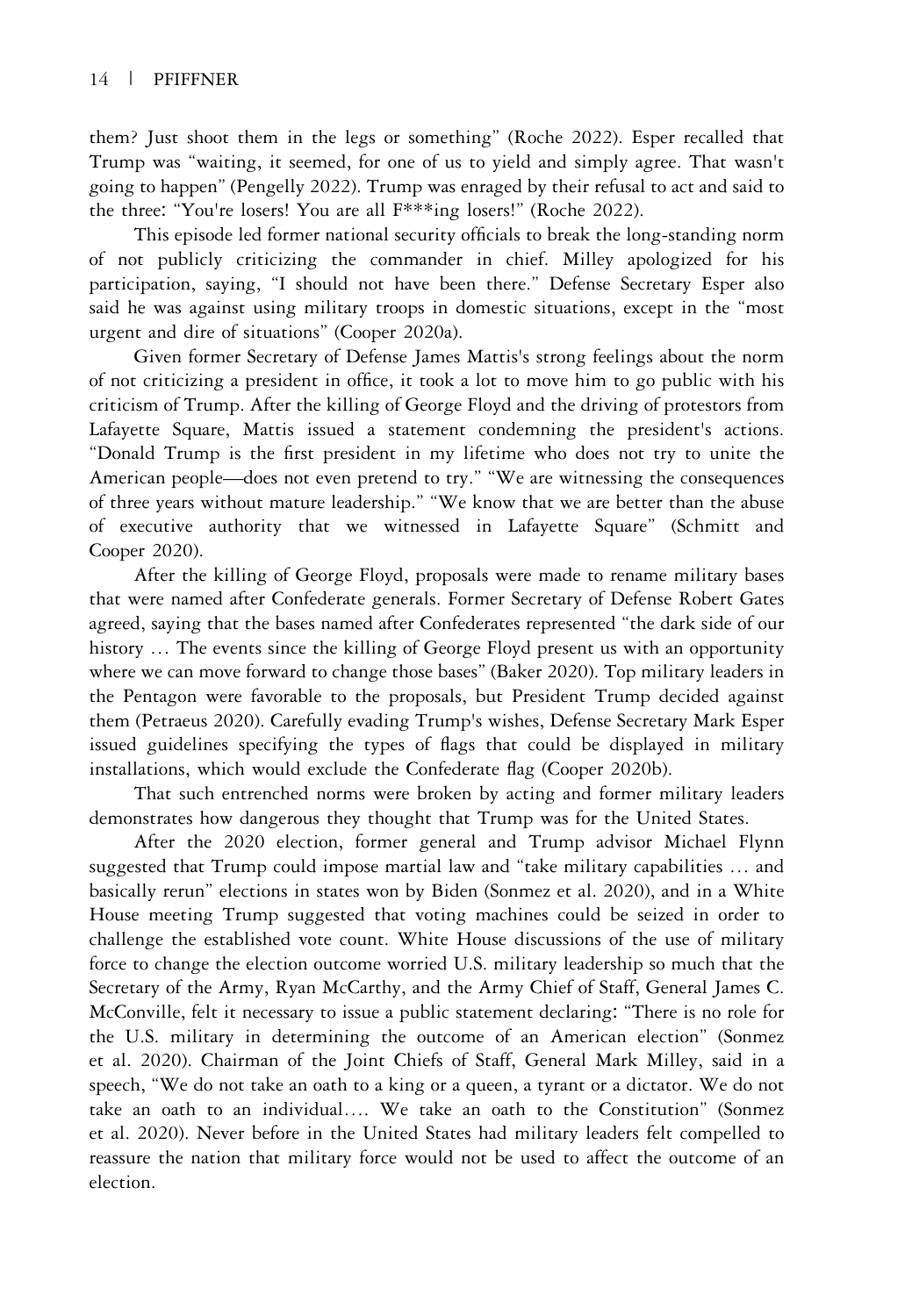them? Just shoot them in the legs or something" (Roche 2022). Esper recalled that Trump was "waiting, it seemed, for one of us to yield and simply agree. That wasn't going to happen" (Pengelly 2022). Trump was enraged by their refusal to act and said to the three: "You're losers! You are all F***ing losers!" (Roche 2022).

This episode led former national security officials to break the long-standing norm of not publicly criticizing the commander in chief. Milley apologized for his participation, saying, "I should not have been there." Defense Secretary Esper also said he was against using military troops in domestic situations, except in the "most urgent and dire of situations" (Cooper 2020a).

Given former Secretary of Defense James Mattis's strong feelings about the norm of not criticizing a president in office, it took a lot to move him to go public with his criticism of Trump. After the killing of George Floyd and the driving of protestors from Lafayette Square, Mattis issued a statement condemning the president's actions. "Donald Trump is the first president in my lifetime who does not try to unite the American people—does not even pretend to try." "We are witnessing the consequences of three years without mature leadership." "We know that we are better than the abuse of executive authority that we witnessed in Lafayette Square" (Schmitt and Cooper 2020).

After the killing of George Floyd, proposals were made to rename military bases that were named after Confederate generals. Former Secretary of Defense Robert Gates agreed, saying that the bases named after Confederates represented "the dark side of our history … The events since the killing of George Floyd present us with an opportunity where we can move forward to change those bases" (Baker 2020). Top military leaders in the Pentagon were favorable to the proposals, but President Trump decided against them (Petraeus 2020). Carefully evading Trump's wishes, Defense Secretary Mark Esper issued guidelines specifying the types of flags that could be displayed in military installations, which would exclude the Confederate flag (Cooper 2020b).

That such entrenched norms were broken by acting and former military leaders demonstrates how dangerous they thought that Trump was for the United States.

After the 2020 election, former general and Trump advisor Michael Flynn suggested that Trump could impose martial law and "take military capabilities … and basically rerun" elections in states won by Biden (Sonmez et al. 2020), and in a White House meeting Trump suggested that voting machines could be seized in order to challenge the established vote count. White House discussions of the use of military force to change the election outcome worried U.S. military leadership so much that the Secretary of the Army, Ryan McCarthy, and the Army Chief of Staff, General James C. McConville, felt it necessary to issue a public statement declaring: "There is no role for the U.S. military in determining the outcome of an American election" (Sonmez et al. 2020). Chairman of the Joint Chiefs of Staff, General Mark Milley, said in a speech, "We do not take an oath to a king or a queen, a tyrant or a dictator. We do not take an oath to an individual…. We take an oath to the Constitution" (Sonmez et al. 2020). Never before in the United States had military leaders felt compelled to reassure the nation that military force would not be used to affect the outcome of an election.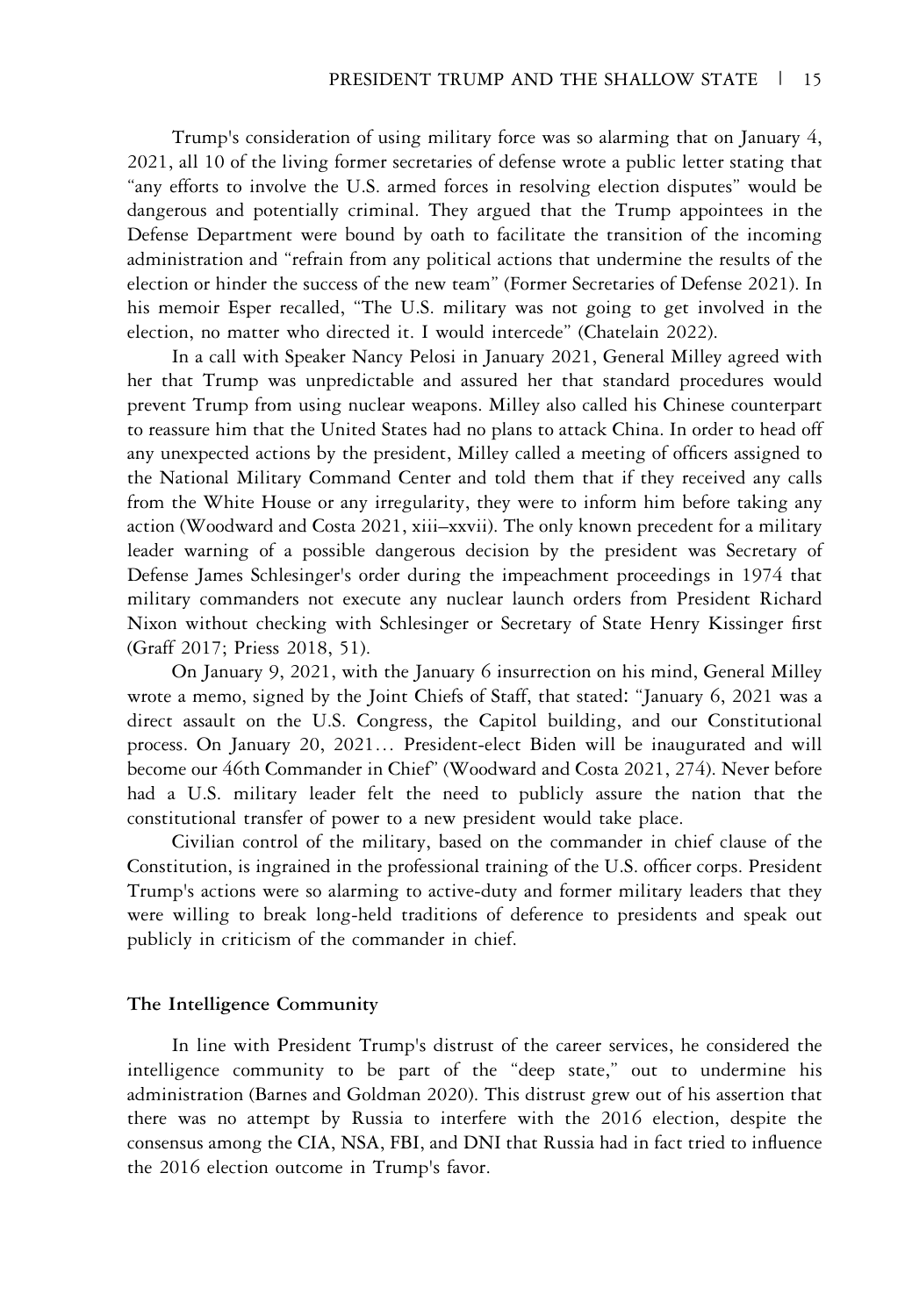Trump's consideration of using military force was so alarming that on January 4, 2021, all 10 of the living former secretaries of defense wrote a public letter stating that "any efforts to involve the U.S. armed forces in resolving election disputes" would be dangerous and potentially criminal. They argued that the Trump appointees in the Defense Department were bound by oath to facilitate the transition of the incoming administration and "refrain from any political actions that undermine the results of the election or hinder the success of the new team" (Former Secretaries of Defense 2021). In his memoir Esper recalled, "The U.S. military was not going to get involved in the election, no matter who directed it. I would intercede" (Chatelain 2022).

In a call with Speaker Nancy Pelosi in January 2021, General Milley agreed with her that Trump was unpredictable and assured her that standard procedures would prevent Trump from using nuclear weapons. Milley also called his Chinese counterpart to reassure him that the United States had no plans to attack China. In order to head off any unexpected actions by the president, Milley called a meeting of officers assigned to the National Military Command Center and told them that if they received any calls from the White House or any irregularity, they were to inform him before taking any action (Woodward and Costa 2021, xiii–xxvii). The only known precedent for a military leader warning of a possible dangerous decision by the president was Secretary of Defense James Schlesinger's order during the impeachment proceedings in 1974 that military commanders not execute any nuclear launch orders from President Richard Nixon without checking with Schlesinger or Secretary of State Henry Kissinger first (Graff 2017; Priess 2018, 51).

On January 9, 2021, with the January 6 insurrection on his mind, General Milley wrote a memo, signed by the Joint Chiefs of Staff, that stated: "January 6, 2021 was a direct assault on the U.S. Congress, the Capitol building, and our Constitutional process. On January 20, 2021… President-elect Biden will be inaugurated and will become our 46th Commander in Chief" (Woodward and Costa 2021, 274). Never before had a U.S. military leader felt the need to publicly assure the nation that the constitutional transfer of power to a new president would take place.

Civilian control of the military, based on the commander in chief clause of the Constitution, is ingrained in the professional training of the U.S. officer corps. President Trump's actions were so alarming to active-duty and former military leaders that they were willing to break long-held traditions of deference to presidents and speak out publicly in criticism of the commander in chief.

### The Intelligence Community

In line with President Trump's distrust of the career services, he considered the intelligence community to be part of the "deep state," out to undermine his administration (Barnes and Goldman 2020). This distrust grew out of his assertion that there was no attempt by Russia to interfere with the 2016 election, despite the consensus among the CIA, NSA, FBI, and DNI that Russia had in fact tried to influence the 2016 election outcome in Trump's favor.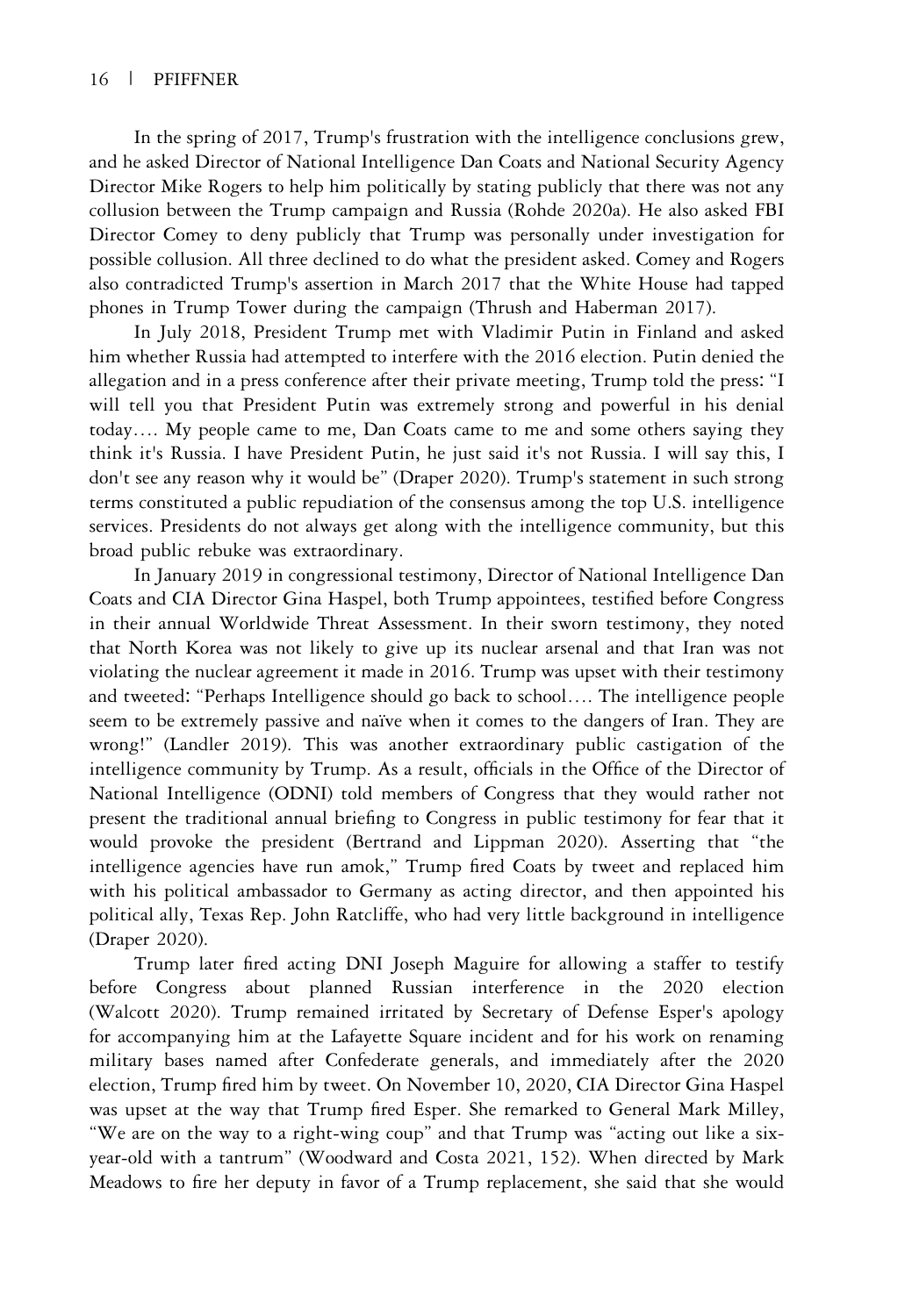In the spring of 2017, Trump's frustration with the intelligence conclusions grew, and he asked Director of National Intelligence Dan Coats and National Security Agency Director Mike Rogers to help him politically by stating publicly that there was not any collusion between the Trump campaign and Russia (Rohde 2020a). He also asked FBI Director Comey to deny publicly that Trump was personally under investigation for possible collusion. All three declined to do what the president asked. Comey and Rogers also contradicted Trump's assertion in March 2017 that the White House had tapped phones in Trump Tower during the campaign (Thrush and Haberman 2017).

In July 2018, President Trump met with Vladimir Putin in Finland and asked him whether Russia had attempted to interfere with the 2016 election. Putin denied the allegation and in a press conference after their private meeting, Trump told the press: "I will tell you that President Putin was extremely strong and powerful in his denial today…. My people came to me, Dan Coats came to me and some others saying they think it's Russia. I have President Putin, he just said it's not Russia. I will say this, I don't see any reason why it would be" (Draper 2020). Trump's statement in such strong terms constituted a public repudiation of the consensus among the top U.S. intelligence services. Presidents do not always get along with the intelligence community, but this broad public rebuke was extraordinary.

In January 2019 in congressional testimony, Director of National Intelligence Dan Coats and CIA Director Gina Haspel, both Trump appointees, testified before Congress in their annual Worldwide Threat Assessment. In their sworn testimony, they noted that North Korea was not likely to give up its nuclear arsenal and that Iran was not violating the nuclear agreement it made in 2016. Trump was upset with their testimony and tweeted: "Perhaps Intelligence should go back to school…. The intelligence people seem to be extremely passive and naïve when it comes to the dangers of Iran. They are wrong!" (Landler 2019). This was another extraordinary public castigation of the intelligence community by Trump. As a result, officials in the Office of the Director of National Intelligence (ODNI) told members of Congress that they would rather not present the traditional annual briefing to Congress in public testimony for fear that it would provoke the president (Bertrand and Lippman 2020). Asserting that "the intelligence agencies have run amok," Trump fired Coats by tweet and replaced him with his political ambassador to Germany as acting director, and then appointed his political ally, Texas Rep. John Ratcliffe, who had very little background in intelligence (Draper 2020).

Trump later fired acting DNI Joseph Maguire for allowing a staffer to testify before Congress about planned Russian interference in the 2020 election (Walcott 2020). Trump remained irritated by Secretary of Defense Esper's apology for accompanying him at the Lafayette Square incident and for his work on renaming military bases named after Confederate generals, and immediately after the 2020 election, Trump fired him by tweet. On November 10, 2020, CIA Director Gina Haspel was upset at the way that Trump fired Esper. She remarked to General Mark Milley, "We are on the way to a right-wing coup" and that Trump was "acting out like a six-year-old with a tantrum" (Woodward and Costa 2021, 152). When directed by Mark Meadows to fire her deputy in favor of a Trump replacement, she said that she would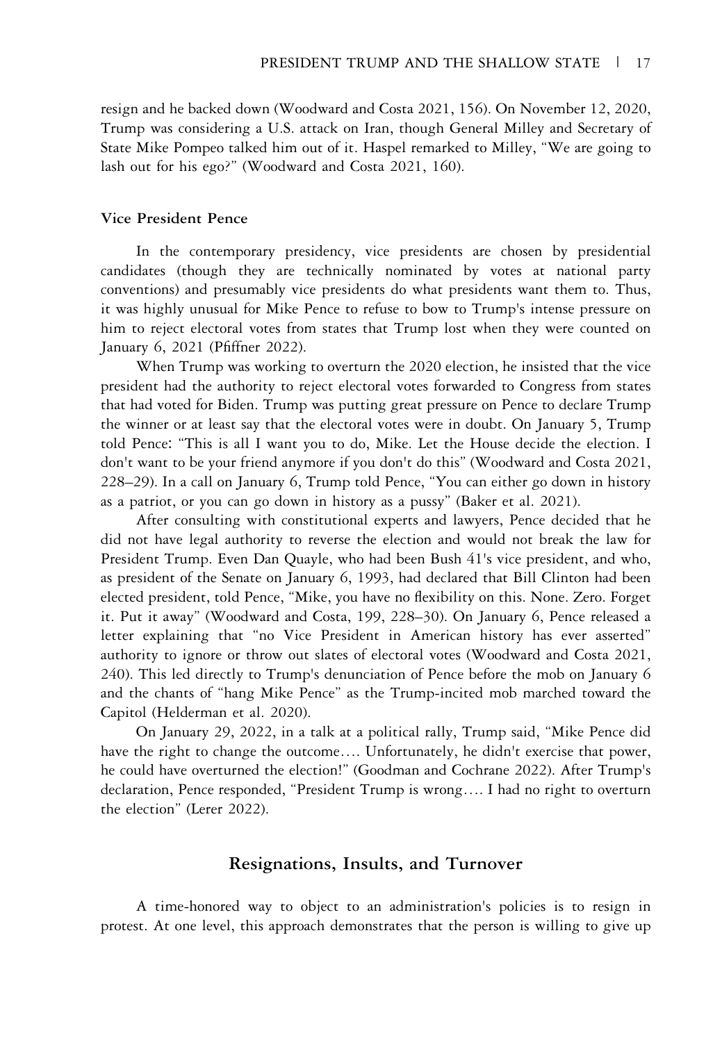resign and he backed down (Woodward and Costa 2021, 156). On November 12, 2020, Trump was considering a U.S. attack on Iran, though General Milley and Secretary of State Mike Pompeo talked him out of it. Haspel remarked to Milley, "We are going to lash out for his ego?" (Woodward and Costa 2021, 160).

### Vice President Pence

In the contemporary presidency, vice presidents are chosen by presidential candidates (though they are technically nominated by votes at national party conventions) and presumably vice presidents do what presidents want them to. Thus, it was highly unusual for Mike Pence to refuse to bow to Trump's intense pressure on him to reject electoral votes from states that Trump lost when they were counted on January 6, 2021 (Pfiffner 2022).

When Trump was working to overturn the 2020 election, he insisted that the vice president had the authority to reject electoral votes forwarded to Congress from states that had voted for Biden. Trump was putting great pressure on Pence to declare Trump the winner or at least say that the electoral votes were in doubt. On January 5, Trump told Pence: "This is all I want you to do, Mike. Let the House decide the election. I don't want to be your friend anymore if you don't do this" (Woodward and Costa 2021, 228–29). In a call on January 6, Trump told Pence, "You can either go down in history as a patriot, or you can go down in history as a pussy" (Baker et al. 2021).

After consulting with constitutional experts and lawyers, Pence decided that he did not have legal authority to reverse the election and would not break the law for President Trump. Even Dan Quayle, who had been Bush 41's vice president, and who, as president of the Senate on January 6, 1993, had declared that Bill Clinton had been elected president, told Pence, "Mike, you have no flexibility on this. None. Zero. Forget it. Put it away" (Woodward and Costa, 199, 228–30). On January 6, Pence released a letter explaining that "no Vice President in American history has ever asserted" authority to ignore or throw out slates of electoral votes (Woodward and Costa 2021, 240). This led directly to Trump's denunciation of Pence before the mob on January 6 and the chants of "hang Mike Pence" as the Trump-incited mob marched toward the Capitol (Helderman et al. 2020).

On January 29, 2022, in a talk at a political rally, Trump said, "Mike Pence did have the right to change the outcome…. Unfortunately, he didn't exercise that power, he could have overturned the election!" (Goodman and Cochrane 2022). After Trump's declaration, Pence responded, "President Trump is wrong…. I had no right to overturn the election" (Lerer 2022).

## Resignations, Insults, and Turnover

A time-honored way to object to an administration's policies is to resign in protest. At one level, this approach demonstrates that the person is willing to give up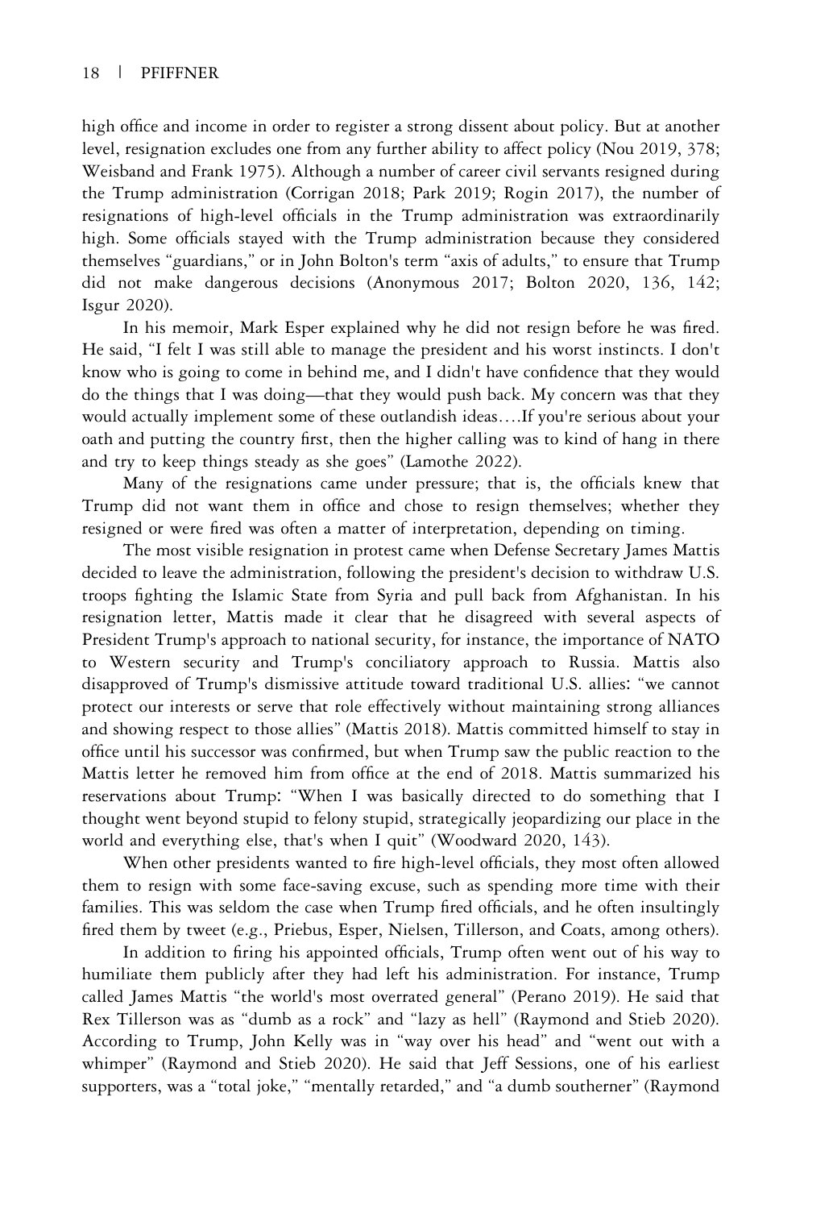high office and income in order to register a strong dissent about policy. But at another level, resignation excludes one from any further ability to affect policy (Nou 2019, 378; Weisband and Frank 1975). Although a number of career civil servants resigned during the Trump administration (Corrigan 2018; Park 2019; Rogin 2017), the number of resignations of high-level officials in the Trump administration was extraordinarily high. Some officials stayed with the Trump administration because they considered themselves "guardians," or in John Bolton's term "axis of adults," to ensure that Trump did not make dangerous decisions (Anonymous 2017; Bolton 2020, 136, 142; Isgur 2020).

In his memoir, Mark Esper explained why he did not resign before he was fired. He said, "I felt I was still able to manage the president and his worst instincts. I don't know who is going to come in behind me, and I didn't have confidence that they would do the things that I was doing—that they would push back. My concern was that they would actually implement some of these outlandish ideas….If you're serious about your oath and putting the country first, then the higher calling was to kind of hang in there and try to keep things steady as she goes" (Lamothe 2022).

Many of the resignations came under pressure; that is, the officials knew that Trump did not want them in office and chose to resign themselves; whether they resigned or were fired was often a matter of interpretation, depending on timing.

The most visible resignation in protest came when Defense Secretary James Mattis decided to leave the administration, following the president's decision to withdraw U.S. troops fighting the Islamic State from Syria and pull back from Afghanistan. In his resignation letter, Mattis made it clear that he disagreed with several aspects of President Trump's approach to national security, for instance, the importance of NATO to Western security and Trump's conciliatory approach to Russia. Mattis also disapproved of Trump's dismissive attitude toward traditional U.S. allies: "we cannot protect our interests or serve that role effectively without maintaining strong alliances and showing respect to those allies" (Mattis 2018). Mattis committed himself to stay in office until his successor was confirmed, but when Trump saw the public reaction to the Mattis letter he removed him from office at the end of 2018. Mattis summarized his reservations about Trump: "When I was basically directed to do something that I thought went beyond stupid to felony stupid, strategically jeopardizing our place in the world and everything else, that's when I quit" (Woodward 2020, 143).

When other presidents wanted to fire high-level officials, they most often allowed them to resign with some face-saving excuse, such as spending more time with their families. This was seldom the case when Trump fired officials, and he often insultingly fired them by tweet (e.g., Priebus, Esper, Nielsen, Tillerson, and Coats, among others).

In addition to firing his appointed officials, Trump often went out of his way to humiliate them publicly after they had left his administration. For instance, Trump called James Mattis "the world's most overrated general" (Perano 2019). He said that Rex Tillerson was as "dumb as a rock" and "lazy as hell" (Raymond and Stieb 2020). According to Trump, John Kelly was in "way over his head" and "went out with a whimper" (Raymond and Stieb 2020). He said that Jeff Sessions, one of his earliest supporters, was a "total joke," "mentally retarded," and "a dumb southerner" (Raymond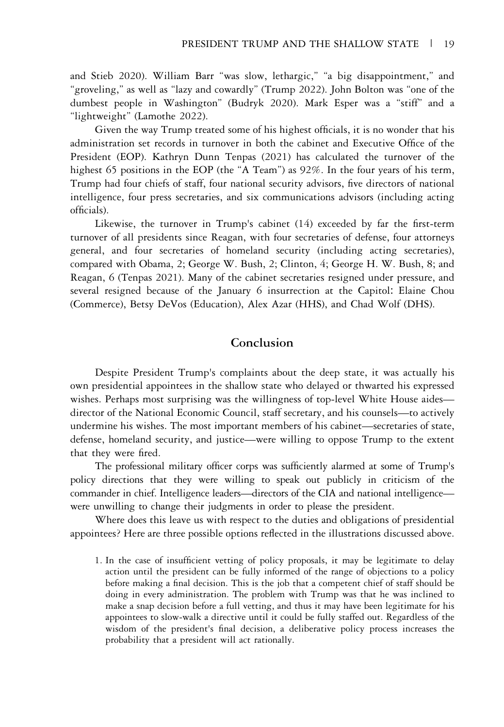and Stieb 2020). William Barr "was slow, lethargic," "a big disappointment," and "groveling," as well as "lazy and cowardly" (Trump 2022). John Bolton was "one of the dumbest people in Washington" (Budryk 2020). Mark Esper was a "stiff" and a "lightweight" (Lamothe 2022).

Given the way Trump treated some of his highest officials, it is no wonder that his administration set records in turnover in both the cabinet and Executive Office of the President (EOP). Kathryn Dunn Tenpas (2021) has calculated the turnover of the highest 65 positions in the EOP (the "A Team") as 92%. In the four years of his term, Trump had four chiefs of staff, four national security advisors, five directors of national intelligence, four press secretaries, and six communications advisors (including acting officials).

Likewise, the turnover in Trump's cabinet (14) exceeded by far the first-term turnover of all presidents since Reagan, with four secretaries of defense, four attorneys general, and four secretaries of homeland security (including acting secretaries), compared with Obama, 2; George W. Bush, 2; Clinton, 4; George H. W. Bush, 8; and Reagan, 6 (Tenpas 2021). Many of the cabinet secretaries resigned under pressure, and several resigned because of the January 6 insurrection at the Capitol: Elaine Chou (Commerce), Betsy DeVos (Education), Alex Azar (HHS), and Chad Wolf (DHS).

## Conclusion

Despite President Trump's complaints about the deep state, it was actually his own presidential appointees in the shallow state who delayed or thwarted his expressed wishes. Perhaps most surprising was the willingness of top-level White House aides—director of the National Economic Council, staff secretary, and his counsels—to actively undermine his wishes. The most important members of his cabinet—secretaries of state, defense, homeland security, and justice—were willing to oppose Trump to the extent that they were fired.

The professional military officer corps was sufficiently alarmed at some of Trump's policy directions that they were willing to speak out publicly in criticism of the commander in chief. Intelligence leaders—directors of the CIA and national intelligence—were unwilling to change their judgments in order to please the president.

Where does this leave us with respect to the duties and obligations of presidential appointees? Here are three possible options reflected in the illustrations discussed above.

1. In the case of insufficient vetting of policy proposals, it may be legitimate to delay action until the president can be fully informed of the range of objections to a policy before making a final decision. This is the job that a competent chief of staff should be doing in every administration. The problem with Trump was that he was inclined to make a snap decision before a full vetting, and thus it may have been legitimate for his appointees to slow-walk a directive until it could be fully staffed out. Regardless of the wisdom of the president's final decision, a deliberative policy process increases the probability that a president will act rationally.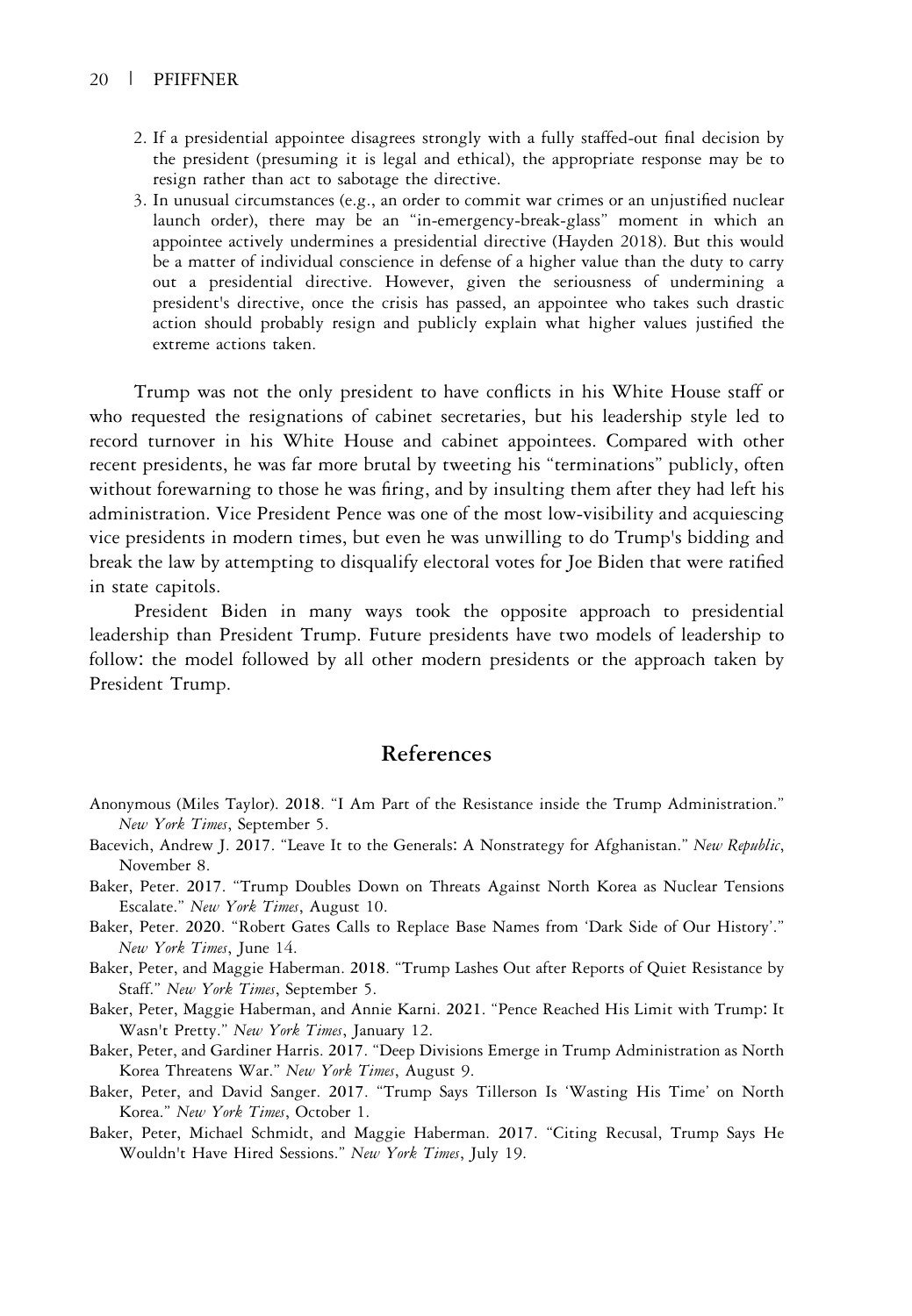2. If a presidential appointee disagrees strongly with a fully staffed-out final decision by the president (presuming it is legal and ethical), the appropriate response may be to resign rather than act to sabotage the directive.
3. In unusual circumstances (e.g., an order to commit war crimes or an unjustified nuclear launch order), there may be an "in-emergency-break-glass" moment in which an appointee actively undermines a presidential directive (Hayden 2018). But this would be a matter of individual conscience in defense of a higher value than the duty to carry out a presidential directive. However, given the seriousness of undermining a president's directive, once the crisis has passed, an appointee who takes such drastic action should probably resign and publicly explain what higher values justified the extreme actions taken.

Trump was not the only president to have conflicts in his White House staff or who requested the resignations of cabinet secretaries, but his leadership style led to record turnover in his White House and cabinet appointees. Compared with other recent presidents, he was far more brutal by tweeting his "terminations" publicly, often without forewarning to those he was firing, and by insulting them after they had left his administration. Vice President Pence was one of the most low-visibility and acquiescing vice presidents in modern times, but even he was unwilling to do Trump's bidding and break the law by attempting to disqualify electoral votes for Joe Biden that were ratified in state capitols.

President Biden in many ways took the opposite approach to presidential leadership than President Trump. Future presidents have two models of leadership to follow: the model followed by all other modern presidents or the approach taken by President Trump.

## References

Anonymous (Miles Taylor). 2018. "I Am Part of the Resistance inside the Trump Administration." *New York Times*, September 5.

Bacevich, Andrew J. 2017. "Leave It to the Generals: A Nonstrategy for Afghanistan." *New Republic*, November 8.

Baker, Peter. 2017. "Trump Doubles Down on Threats Against North Korea as Nuclear Tensions Escalate." *New York Times*, August 10.

Baker, Peter. 2020. "Robert Gates Calls to Replace Base Names from 'Dark Side of Our History'." *New York Times*, June 14.

Baker, Peter, and Maggie Haberman. 2018. "Trump Lashes Out after Reports of Quiet Resistance by Staff." *New York Times*, September 5.

Baker, Peter, Maggie Haberman, and Annie Karni. 2021. "Pence Reached His Limit with Trump: It Wasn't Pretty." *New York Times*, January 12.

Baker, Peter, and Gardiner Harris. 2017. "Deep Divisions Emerge in Trump Administration as North Korea Threatens War." *New York Times*, August 9.

Baker, Peter, and David Sanger. 2017. "Trump Says Tillerson Is 'Wasting His Time' on North Korea." *New York Times*, October 1.

Baker, Peter, Michael Schmidt, and Maggie Haberman. 2017. "Citing Recusal, Trump Says He Wouldn't Have Hired Sessions." *New York Times*, July 19.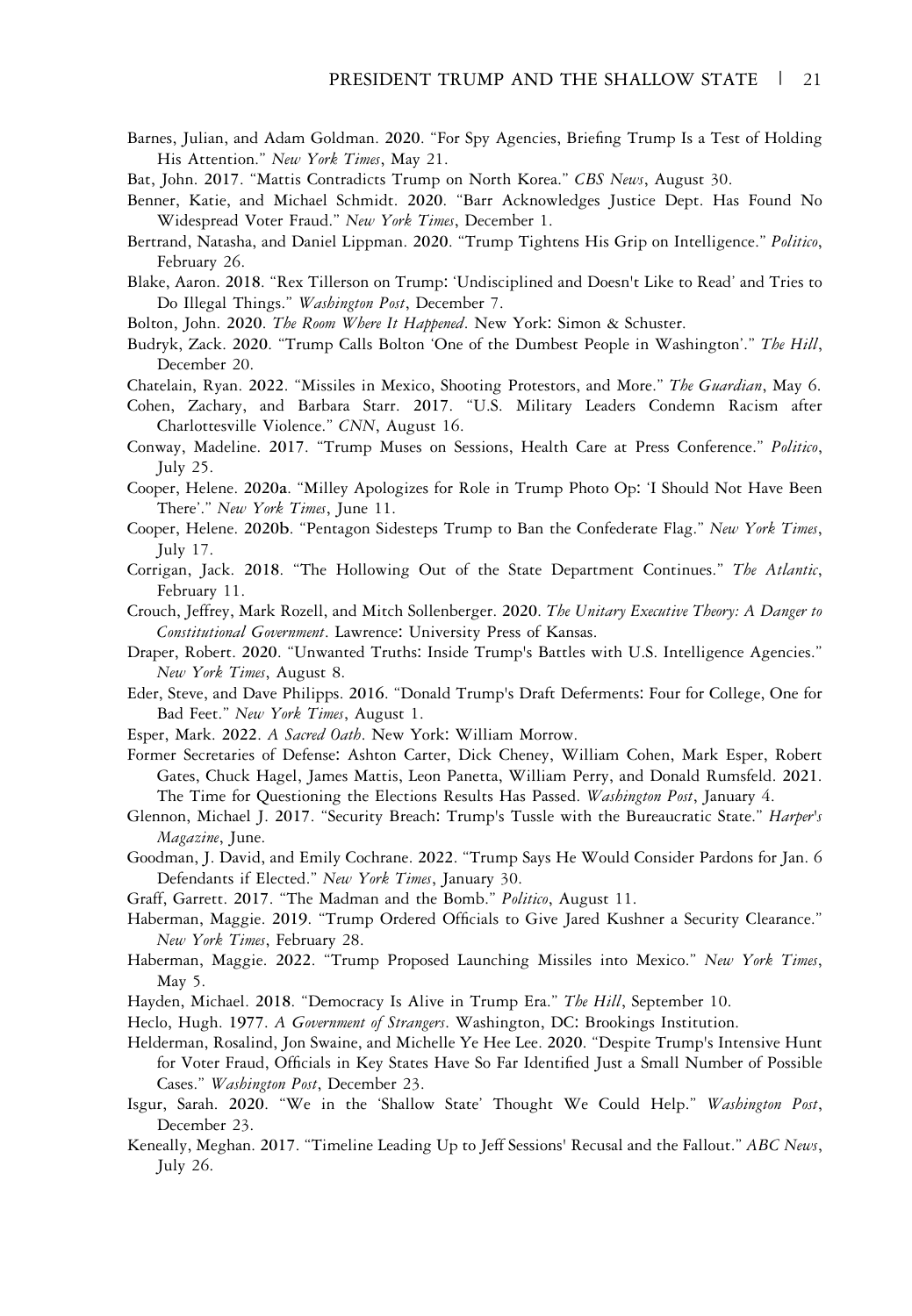Barnes, Julian, and Adam Goldman. 2020. "For Spy Agencies, Briefing Trump Is a Test of Holding His Attention." *New York Times*, May 21.

Bat, John. 2017. "Mattis Contradicts Trump on North Korea." *CBS News*, August 30.

Benner, Katie, and Michael Schmidt. 2020. "Barr Acknowledges Justice Dept. Has Found No Widespread Voter Fraud." *New York Times*, December 1.

Bertrand, Natasha, and Daniel Lippman. 2020. "Trump Tightens His Grip on Intelligence." *Politico*, February 26.

Blake, Aaron. 2018. "Rex Tillerson on Trump: 'Undisciplined and Doesn't Like to Read' and Tries to Do Illegal Things." *Washington Post*, December 7.

Bolton, John. 2020. *The Room Where It Happened*. New York: Simon & Schuster.

Budryk, Zack. 2020. "Trump Calls Bolton 'One of the Dumbest People in Washington'." *The Hill*, December 20.

Chatelain, Ryan. 2022. "Missiles in Mexico, Shooting Protestors, and More." *The Guardian*, May 6.

Cohen, Zachary, and Barbara Starr. 2017. "U.S. Military Leaders Condemn Racism after Charlottesville Violence." *CNN*, August 16.

Conway, Madeline. 2017. "Trump Muses on Sessions, Health Care at Press Conference." *Politico*, July 25.

Cooper, Helene. 2020a. "Milley Apologizes for Role in Trump Photo Op: 'I Should Not Have Been There'." *New York Times*, June 11.

Cooper, Helene. 2020b. "Pentagon Sidesteps Trump to Ban the Confederate Flag." *New York Times*, July 17.

Corrigan, Jack. 2018. "The Hollowing Out of the State Department Continues." *The Atlantic*, February 11.

Crouch, Jeffrey, Mark Rozell, and Mitch Sollenberger. 2020. *The Unitary Executive Theory: A Danger to Constitutional Government*. Lawrence: University Press of Kansas.

Draper, Robert. 2020. "Unwanted Truths: Inside Trump's Battles with U.S. Intelligence Agencies." *New York Times*, August 8.

Eder, Steve, and Dave Philipps. 2016. "Donald Trump's Draft Deferments: Four for College, One for Bad Feet." *New York Times*, August 1.

Esper, Mark. 2022. *A Sacred Oath*. New York: William Morrow.

Former Secretaries of Defense: Ashton Carter, Dick Cheney, William Cohen, Mark Esper, Robert Gates, Chuck Hagel, James Mattis, Leon Panetta, William Perry, and Donald Rumsfeld. 2021. The Time for Questioning the Elections Results Has Passed. *Washington Post*, January 4.

Glennon, Michael J. 2017. "Security Breach: Trump's Tussle with the Bureaucratic State." *Harper's Magazine*, June.

Goodman, J. David, and Emily Cochrane. 2022. "Trump Says He Would Consider Pardons for Jan. 6 Defendants if Elected." *New York Times*, January 30.

Graff, Garrett. 2017. "The Madman and the Bomb." *Politico*, August 11.

Haberman, Maggie. 2019. "Trump Ordered Officials to Give Jared Kushner a Security Clearance." *New York Times*, February 28.

Haberman, Maggie. 2022. "Trump Proposed Launching Missiles into Mexico." *New York Times*, May 5.

Hayden, Michael. 2018. "Democracy Is Alive in Trump Era." *The Hill*, September 10.

Heclo, Hugh. 1977. *A Government of Strangers*. Washington, DC: Brookings Institution.

Helderman, Rosalind, Jon Swaine, and Michelle Ye Hee Lee. 2020. "Despite Trump's Intensive Hunt for Voter Fraud, Officials in Key States Have So Far Identified Just a Small Number of Possible Cases." *Washington Post*, December 23.

Isgur, Sarah. 2020. "We in the 'Shallow State' Thought We Could Help." *Washington Post*, December 23.

Keneally, Meghan. 2017. "Timeline Leading Up to Jeff Sessions' Recusal and the Fallout." *ABC News*, July 26.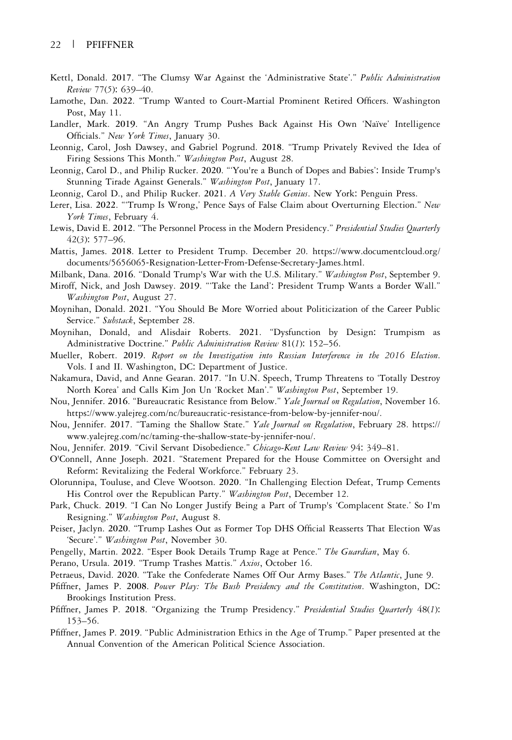Kettl, Donald. 2017. "The Clumsy War Against the 'Administrative State'." *Public Administration Review* 77(5): 639–40.

Lamothe, Dan. 2022. "Trump Wanted to Court-Martial Prominent Retired Officers. Washington Post, May 11.

Landler, Mark. 2019. "An Angry Trump Pushes Back Against His Own 'Naïve' Intelligence Officials." *New York Times*, January 30.

Leonnig, Carol, Josh Dawsey, and Gabriel Pogrund. 2018. "Trump Privately Revived the Idea of Firing Sessions This Month." *Washington Post*, August 28.

Leonnig, Carol D., and Philip Rucker. 2020. "'You're a Bunch of Dopes and Babies': Inside Trump's Stunning Tirade Against Generals." *Washington Post*, January 17.

Leonnig, Carol D., and Philip Rucker. 2021. *A Very Stable Genius*. New York: Penguin Press.

Lerer, Lisa. 2022. "'Trump Is Wrong,' Pence Says of False Claim about Overturning Election." *New York Times*, February 4.

Lewis, David E. 2012. "The Personnel Process in the Modern Presidency." *Presidential Studies Quarterly* 42(3): 577–96.

Mattis, James. 2018. Letter to President Trump. December 20. https://www.documentcloud.org/documents/5656065-Resignation-Letter-From-Defense-Secretary-James.html.

Milbank, Dana. 2016. "Donald Trump's War with the U.S. Military." *Washington Post*, September 9.

Miroff, Nick, and Josh Dawsey. 2019. "'Take the Land': President Trump Wants a Border Wall." *Washington Post*, August 27.

Moynihan, Donald. 2021. "You Should Be More Worried about Politicization of the Career Public Service." *Substack*, September 28.

Moynihan, Donald, and Alisdair Roberts. 2021. "Dysfunction by Design: Trumpism as Administrative Doctrine." *Public Administration Review* 81(1): 152–56.

Mueller, Robert. 2019. *Report on the Investigation into Russian Interference in the 2016 Election*. Vols. I and II. Washington, DC: Department of Justice.

Nakamura, David, and Anne Gearan. 2017. "In U.N. Speech, Trump Threatens to 'Totally Destroy North Korea' and Calls Kim Jon Un 'Rocket Man'." *Washington Post*, September 19.

Nou, Jennifer. 2016. "Bureaucratic Resistance from Below." *Yale Journal on Regulation*, November 16. https://www.yalejreg.com/nc/bureaucratic-resistance-from-below-by-jennifer-nou/.

Nou, Jennifer. 2017. "Taming the Shallow State." *Yale Journal on Regulation*, February 28. https://www.yalejreg.com/nc/taming-the-shallow-state-by-jennifer-nou/.

Nou, Jennifer. 2019. "Civil Servant Disobedience." *Chicago-Kent Law Review* 94: 349–81.

O'Connell, Anne Joseph. 2021. "Statement Prepared for the House Committee on Oversight and Reform: Revitalizing the Federal Workforce." February 23.

Olorunnipa, Touluse, and Cleve Wootson. 2020. "In Challenging Election Defeat, Trump Cements His Control over the Republican Party." *Washington Post*, December 12.

Park, Chuck. 2019. "I Can No Longer Justify Being a Part of Trump's 'Complacent State.' So I'm Resigning." *Washington Post*, August 8.

Peiser, Jaclyn. 2020. "Trump Lashes Out as Former Top DHS Official Reasserts That Election Was 'Secure'." *Washington Post*, November 30.

Pengelly, Martin. 2022. "Esper Book Details Trump Rage at Pence." *The Guardian*, May 6.

Perano, Ursula. 2019. "Trump Trashes Mattis." *Axios*, October 16.

Petraeus, David. 2020. "Take the Confederate Names Off Our Army Bases." *The Atlantic*, June 9.

Pfiffner, James P. 2008. *Power Play: The Bush Presidency and the Constitution*. Washington, DC: Brookings Institution Press.

Pfiffner, James P. 2018. "Organizing the Trump Presidency." *Presidential Studies Quarterly* 48(1): 153–56.

Pfiffner, James P. 2019. "Public Administration Ethics in the Age of Trump." Paper presented at the Annual Convention of the American Political Science Association.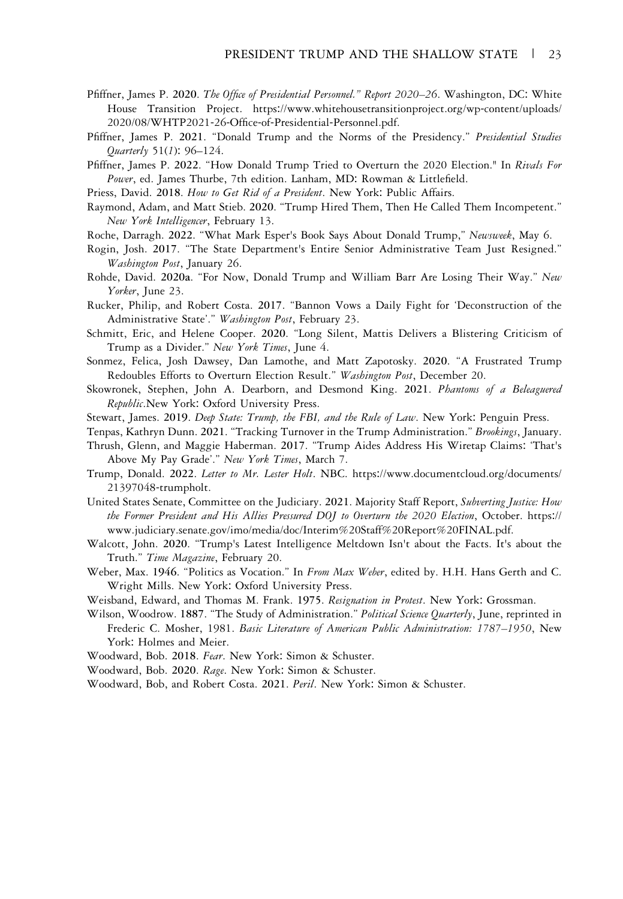Pfiffner, James P. 2020. *The Office of Presidential Personnel." Report 2020–26*. Washington, DC: White House Transition Project. https://www.whitehousetransitionproject.org/wp-content/uploads/2020/08/WHTP2021-26-Office-of-Presidential-Personnel.pdf.

Pfiffner, James P. 2021. "Donald Trump and the Norms of the Presidency." *Presidential Studies Quarterly* 51(*1*): 96–124.

Pfiffner, James P. 2022. "How Donald Trump Tried to Overturn the 2020 Election." In *Rivals For Power*, ed. James Thurbe, 7th edition. Lanham, MD: Rowman & Littlefield.

Priess, David. 2018. *How to Get Rid of a President*. New York: Public Affairs.

Raymond, Adam, and Matt Stieb. 2020. "Trump Hired Them, Then He Called Them Incompetent." *New York Intelligencer*, February 13.

Roche, Darragh. 2022. "What Mark Esper's Book Says About Donald Trump," *Newsweek*, May 6.

Rogin, Josh. 2017. "The State Department's Entire Senior Administrative Team Just Resigned." *Washington Post*, January 26.

Rohde, David. 2020a. "For Now, Donald Trump and William Barr Are Losing Their Way." *New Yorker*, June 23.

Rucker, Philip, and Robert Costa. 2017. "Bannon Vows a Daily Fight for 'Deconstruction of the Administrative State'." *Washington Post*, February 23.

Schmitt, Eric, and Helene Cooper. 2020. "Long Silent, Mattis Delivers a Blistering Criticism of Trump as a Divider." *New York Times*, June 4.

Sonmez, Felica, Josh Dawsey, Dan Lamothe, and Matt Zapotosky. 2020. "A Frustrated Trump Redoubles Efforts to Overturn Election Result." *Washington Post*, December 20.

Skowronek, Stephen, John A. Dearborn, and Desmond King. 2021. *Phantoms of a Beleaguered Republic*.New York: Oxford University Press.

Stewart, James. 2019. *Deep State: Trump, the FBI, and the Rule of Law*. New York: Penguin Press.

Tenpas, Kathryn Dunn. 2021. "Tracking Turnover in the Trump Administration." *Brookings*, January.

Thrush, Glenn, and Maggie Haberman. 2017. "Trump Aides Address His Wiretap Claims: 'That's Above My Pay Grade'." *New York Times*, March 7.

Trump, Donald. 2022. *Letter to Mr. Lester Holt*. NBC. https://www.documentcloud.org/documents/21397048-trumpholt.

United States Senate, Committee on the Judiciary. 2021. Majority Staff Report, *Subverting Justice: How the Former President and His Allies Pressured DOJ to Overturn the 2020 Election*, October. https://www.judiciary.senate.gov/imo/media/doc/Interim%20Staff%20Report%20FINAL.pdf.

Walcott, John. 2020. "Trump's Latest Intelligence Meltdown Isn't about the Facts. It's about the Truth." *Time Magazine*, February 20.

Weber, Max. 1946. "Politics as Vocation." In *From Max Weber*, edited by. H.H. Hans Gerth and C. Wright Mills. New York: Oxford University Press.

Weisband, Edward, and Thomas M. Frank. 1975. *Resignation in Protest*. New York: Grossman.

Wilson, Woodrow. 1887. "The Study of Administration." *Political Science Quarterly*, June, reprinted in Frederic C. Mosher, 1981. *Basic Literature of American Public Administration: 1787–1950*, New York: Holmes and Meier.

Woodward, Bob. 2018. *Fear*. New York: Simon & Schuster.

Woodward, Bob. 2020. *Rage*. New York: Simon & Schuster.

Woodward, Bob, and Robert Costa. 2021. *Peril*. New York: Simon & Schuster.